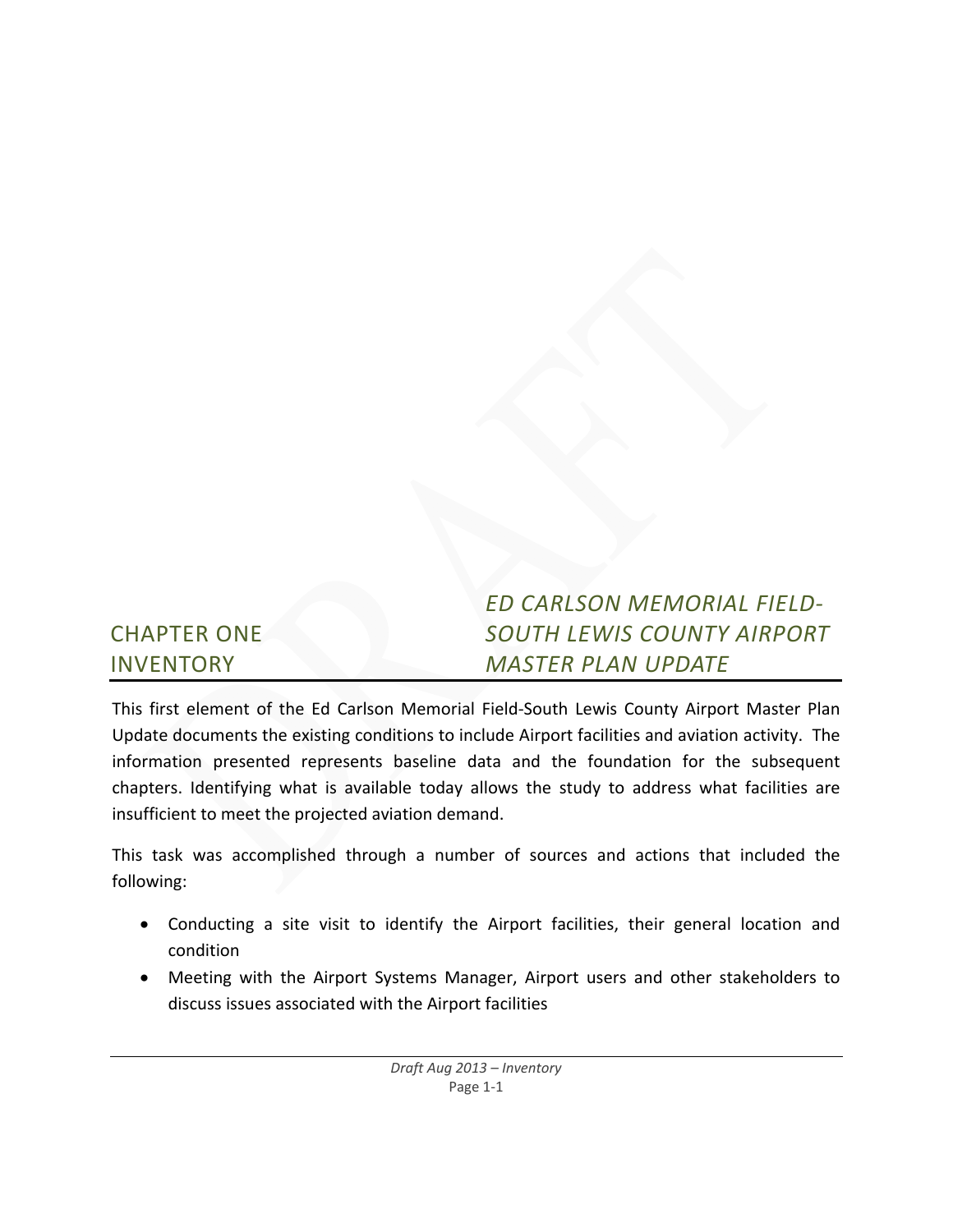# CHAPTER ONE INVENTORY

## *ED CARLSON MEMORIAL FIELD-SOUTH LEWIS COUNTY AIRPORT MASTER PLAN UPDATE*

This first element of the Ed Carlson Memorial Field-South Lewis County Airport Master Plan Update documents the existing conditions to include Airport facilities and aviation activity. The information presented represents baseline data and the foundation for the subsequent chapters. Identifying what is available today allows the study to address what facilities are insufficient to meet the projected aviation demand.

This task was accomplished through a number of sources and actions that included the following:

- Conducting a site visit to identify the Airport facilities, their general location and condition
- Meeting with the Airport Systems Manager, Airport users and other stakeholders to discuss issues associated with the Airport facilities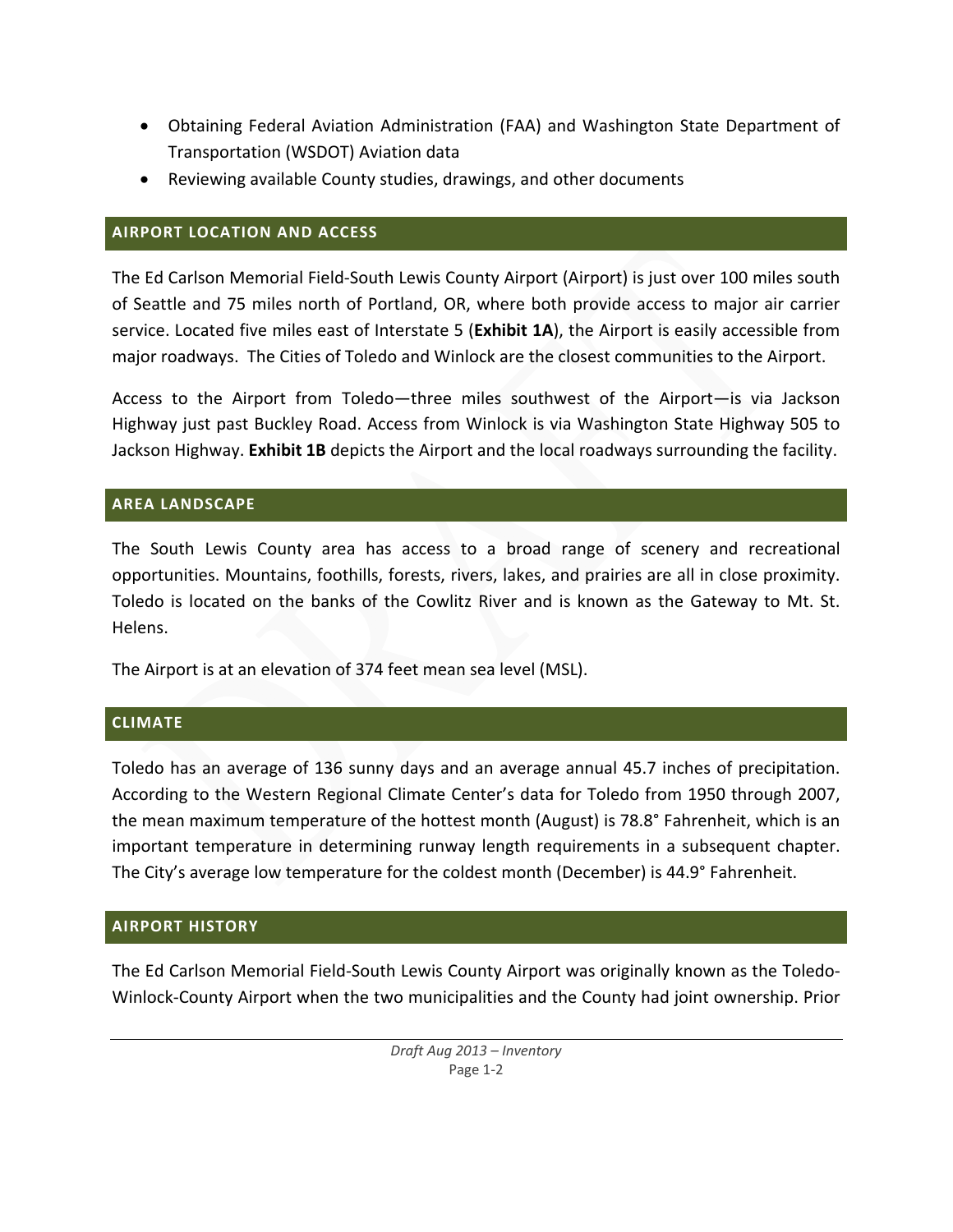- Obtaining Federal Aviation Administration (FAA) and Washington State Department of Transportation (WSDOT) Aviation data
- Reviewing available County studies, drawings, and other documents

## AIRPORT LOCATION AND ACCESS

The Ed Carlson Memorial Field-South Lewis County Airport (Airport) is just over 100 miles south of Seattle and 75 miles north of Portland, OR, where both provide access to major air carrier service. Located five miles east of Interstate 5 (**Exhibit 1A**), the Airport is easily accessible from major roadways. The Cities of Toledo and Winlock are the closest communities to the Airport.

Access to the Airport from Toledo—three miles southwest of the Airport—is via Jackson Highway just past Buckley Road. Access from Winlock is via Washington State Highway 505 to Jackson Highway. **Exhibit 1B** depicts the Airport and the local roadways surrounding the facility.

## AREA LANDSCAPE

The South Lewis County area has access to a broad range of scenery and recreational opportunities. Mountains, foothills, forests, rivers, lakes, and prairies are all in close proximity. Toledo is located on the banks of the Cowlitz River and is known as the Gateway to Mt. St. Helens.

The Airport is at an elevation of 374 feet mean sea level (MSL).

## CLIMATE

Toledo has an average of 136 sunny days and an average annual 45.7 inches of precipitation. According to the Western Regional Climate Center's data for Toledo from 1950 through 2007, the mean maximum temperature of the hottest month (August) is 78.8° Fahrenheit, which is an important temperature in determining runway length requirements in a subsequent chapter. The City's average low temperature for the coldest month (December) is 44.9° Fahrenheit.

## AIRPORT HISTORY

The Ed Carlson Memorial Field-South Lewis County Airport was originally known as the Toledo-Winlock-County Airport when the two municipalities and the County had joint ownership. Prior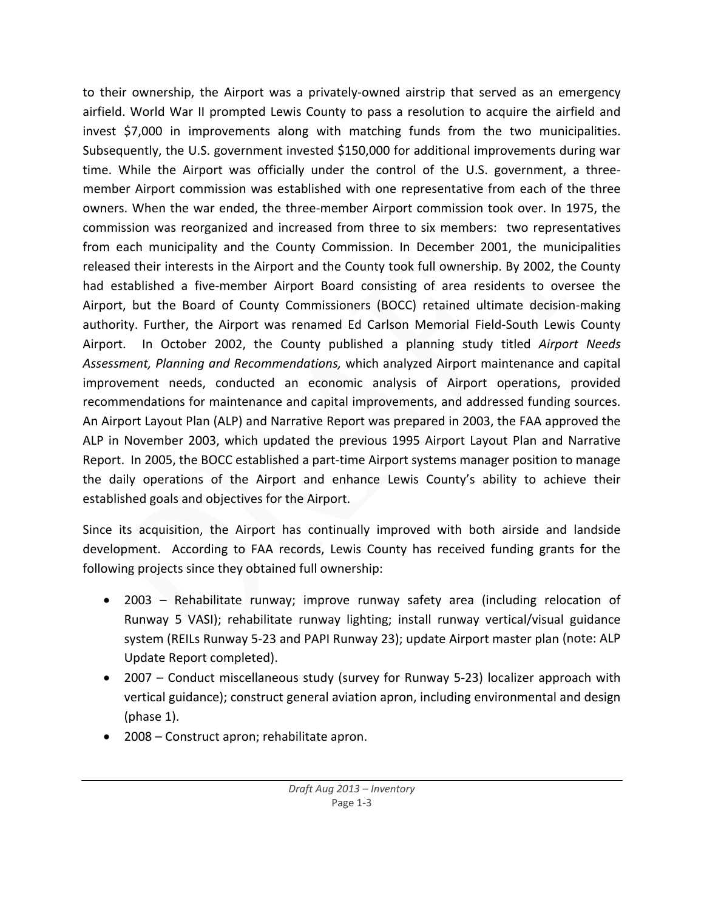to their ownership, the Airport was a privately-owned airstrip that served as an emergency airfield. World War II prompted Lewis County to pass a resolution to acquire the airfield and invest $7,000 in improvements along with matching funds from the two municipalities. Subsequently, the U.S. government invested $150,000 for additional improvements during war time. While the Airport was officially under the control of the U.S. government, a three-member Airport commission was established with one representative from each of the three owners. When the war ended, the three-member Airport commission took over. In 1975, the commission was reorganized and increased from three to six members: two representatives from each municipality and the County Commission. In December 2001, the municipalities released their interests in the Airport and the County took full ownership. By 2002, the County had established a five-member Airport Board consisting of area residents to oversee the Airport, but the Board of County Commissioners (BOCC) retained ultimate decision-making authority. Further, the Airport was renamed Ed Carlson Memorial Field-South Lewis County Airport. In October 2002, the County published a planning study titled *Airport Needs Assessment, Planning and Recommendations,* which analyzed Airport maintenance and capital improvement needs, conducted an economic analysis of Airport operations, provided recommendations for maintenance and capital improvements, and addressed funding sources. An Airport Layout Plan (ALP) and Narrative Report was prepared in 2003, the FAA approved the ALP in November 2003, which updated the previous 1995 Airport Layout Plan and Narrative Report. In 2005, the BOCC established a part-time Airport systems manager position to manage the daily operations of the Airport and enhance Lewis County's ability to achieve their established goals and objectives for the Airport.

Since its acquisition, the Airport has continually improved with both airside and landside development. According to FAA records, Lewis County has received funding grants for the following projects since they obtained full ownership:

- 2003 – Rehabilitate runway; improve runway safety area (including relocation of Runway 5 VASI); rehabilitate runway lighting; install runway vertical/visual guidance system (REILs Runway 5-23 and PAPI Runway 23); update Airport master plan (note: ALP Update Report completed).
- 2007 – Conduct miscellaneous study (survey for Runway 5-23) localizer approach with vertical guidance); construct general aviation apron, including environmental and design (phase 1).
- 2008 – Construct apron; rehabilitate apron.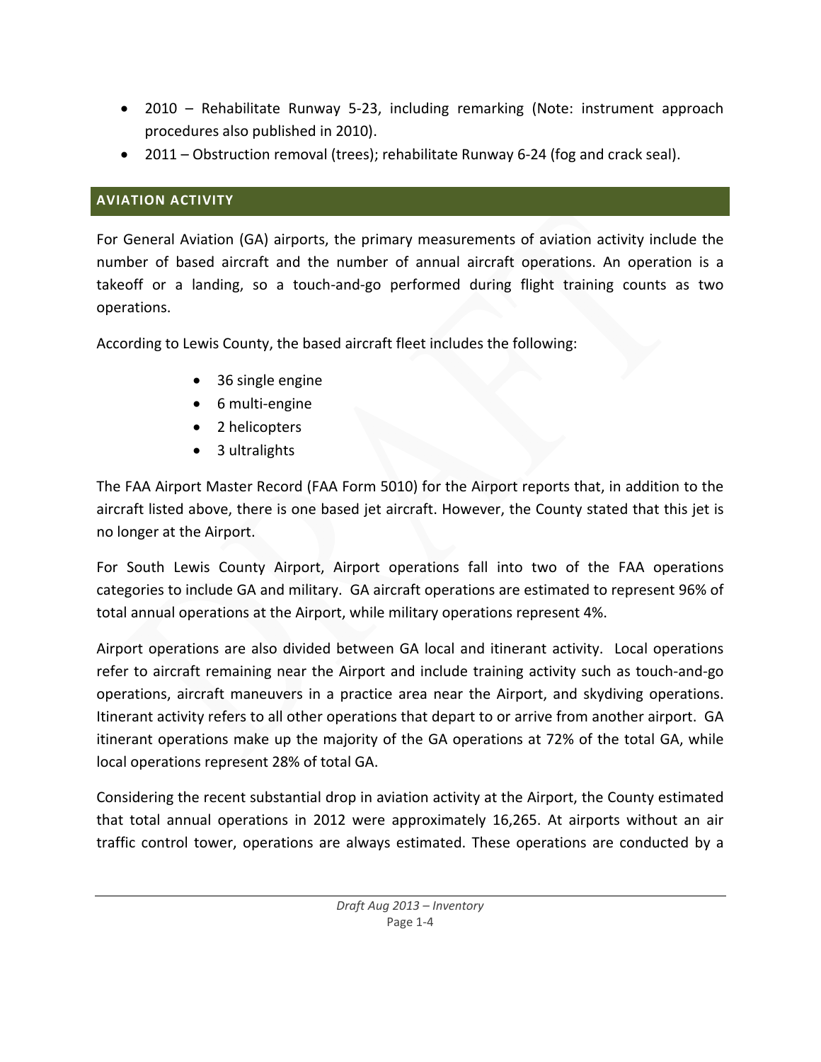- 2010 – Rehabilitate Runway 5-23, including remarking (Note: instrument approach procedures also published in 2010).
- 2011 – Obstruction removal (trees); rehabilitate Runway 6-24 (fog and crack seal).

## AVIATION ACTIVITY

For General Aviation (GA) airports, the primary measurements of aviation activity include the number of based aircraft and the number of annual aircraft operations. An operation is a takeoff or a landing, so a touch-and-go performed during flight training counts as two operations.

According to Lewis County, the based aircraft fleet includes the following:

- 36 single engine
- 6 multi-engine
- 2 helicopters
- 3 ultralights

The FAA Airport Master Record (FAA Form 5010) for the Airport reports that, in addition to the aircraft listed above, there is one based jet aircraft. However, the County stated that this jet is no longer at the Airport.

For South Lewis County Airport, Airport operations fall into two of the FAA operations categories to include GA and military. GA aircraft operations are estimated to represent 96% of total annual operations at the Airport, while military operations represent 4%.

Airport operations are also divided between GA local and itinerant activity. Local operations refer to aircraft remaining near the Airport and include training activity such as touch-and-go operations, aircraft maneuvers in a practice area near the Airport, and skydiving operations. Itinerant activity refers to all other operations that depart to or arrive from another airport. GA itinerant operations make up the majority of the GA operations at 72% of the total GA, while local operations represent 28% of total GA.

Considering the recent substantial drop in aviation activity at the Airport, the County estimated that total annual operations in 2012 were approximately 16,265. At airports without an air traffic control tower, operations are always estimated. These operations are conducted by a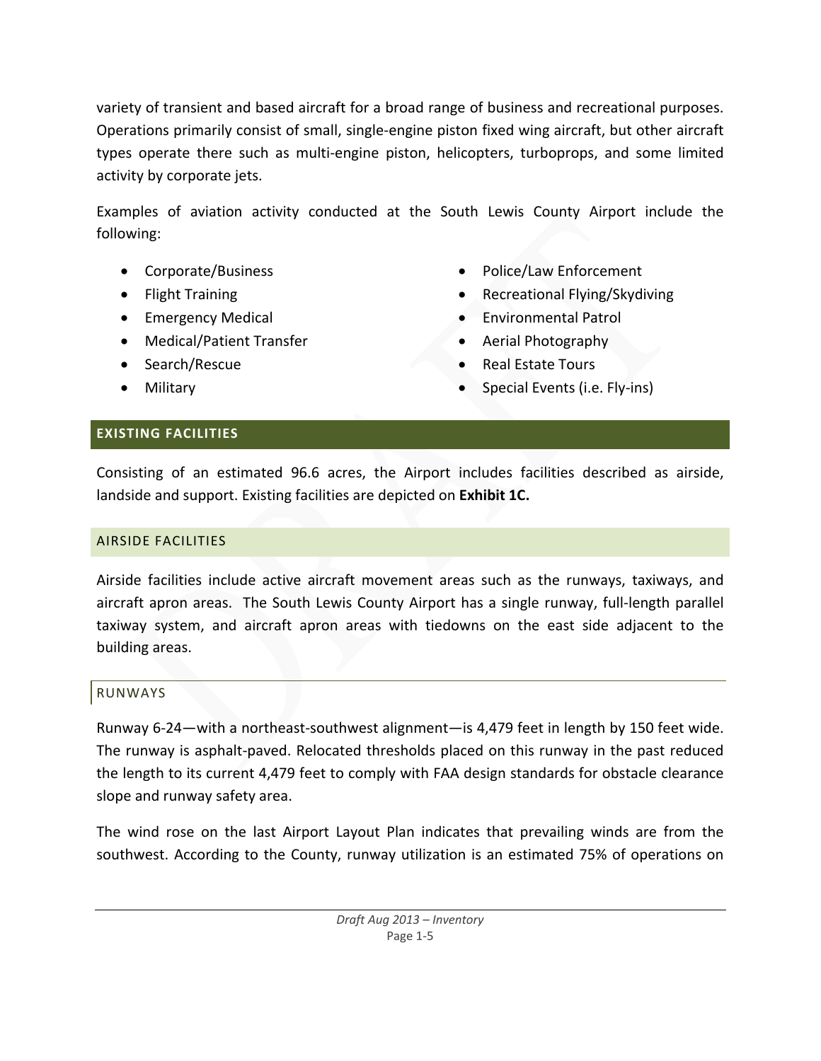variety of transient and based aircraft for a broad range of business and recreational purposes. Operations primarily consist of small, single-engine piston fixed wing aircraft, but other aircraft types operate there such as multi-engine piston, helicopters, turboprops, and some limited activity by corporate jets.

Examples of aviation activity conducted at the South Lewis County Airport include the following:

- Corporate/Business
- Flight Training
- Emergency Medical
- Medical/Patient Transfer
- Search/Rescue
- Military
- Police/Law Enforcement
- Recreational Flying/Skydiving
- Environmental Patrol
- Aerial Photography
- Real Estate Tours
- Special Events (i.e. Fly-ins)

## EXISTING FACILITIES

Consisting of an estimated 96.6 acres, the Airport includes facilities described as airside, landside and support. Existing facilities are depicted on **Exhibit 1C.**

### AIRSIDE FACILITIES

Airside facilities include active aircraft movement areas such as the runways, taxiways, and aircraft apron areas. The South Lewis County Airport has a single runway, full-length parallel taxiway system, and aircraft apron areas with tiedowns on the east side adjacent to the building areas.

#### RUNWAYS

Runway 6-24—with a northeast-southwest alignment—is 4,479 feet in length by 150 feet wide. The runway is asphalt-paved. Relocated thresholds placed on this runway in the past reduced the length to its current 4,479 feet to comply with FAA design standards for obstacle clearance slope and runway safety area.

The wind rose on the last Airport Layout Plan indicates that prevailing winds are from the southwest. According to the County, runway utilization is an estimated 75% of operations on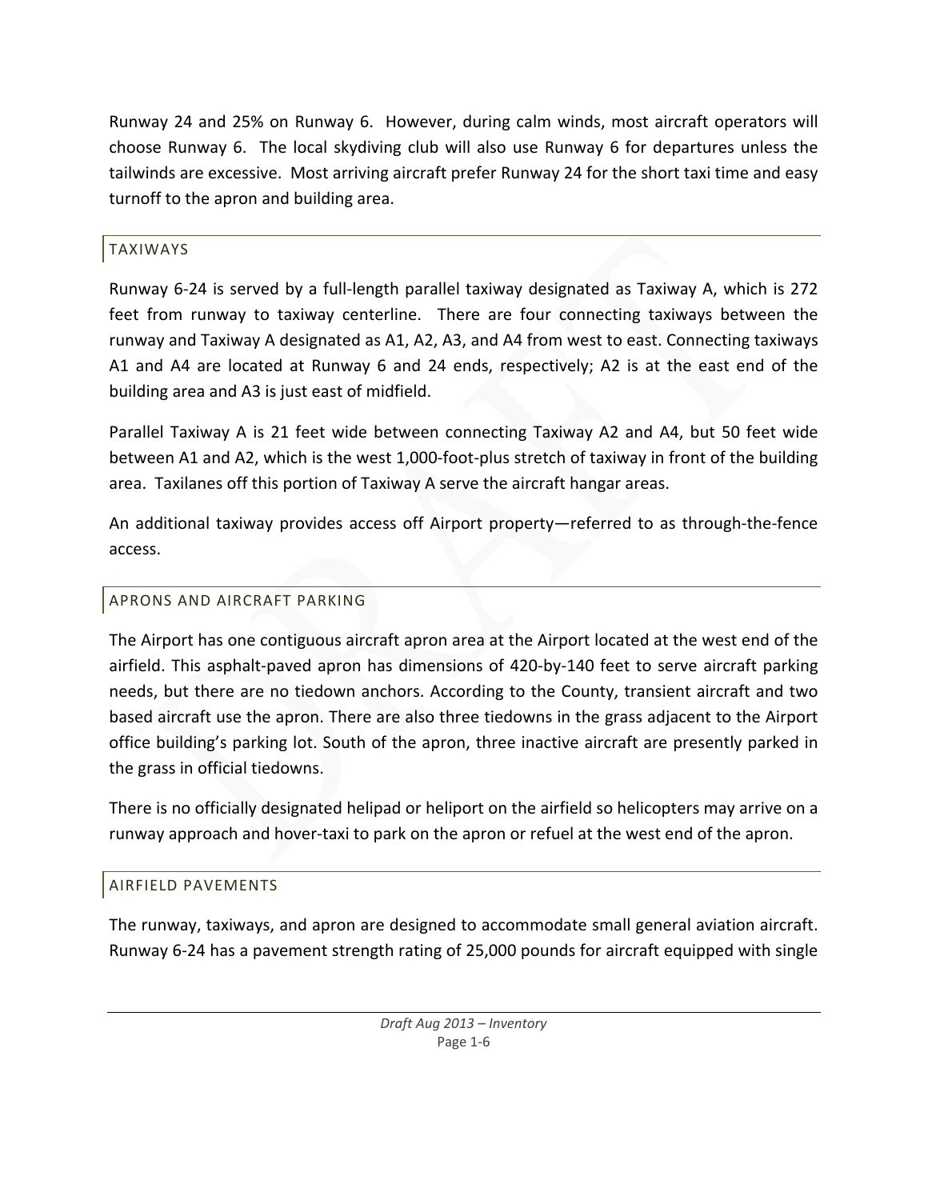Runway 24 and 25% on Runway 6. However, during calm winds, most aircraft operators will choose Runway 6. The local skydiving club will also use Runway 6 for departures unless the tailwinds are excessive. Most arriving aircraft prefer Runway 24 for the short taxi time and easy turnoff to the apron and building area.

## TAXIWAYS

Runway 6-24 is served by a full-length parallel taxiway designated as Taxiway A, which is 272 feet from runway to taxiway centerline. There are four connecting taxiways between the runway and Taxiway A designated as A1, A2, A3, and A4 from west to east. Connecting taxiways A1 and A4 are located at Runway 6 and 24 ends, respectively; A2 is at the east end of the building area and A3 is just east of midfield.

Parallel Taxiway A is 21 feet wide between connecting Taxiway A2 and A4, but 50 feet wide between A1 and A2, which is the west 1,000-foot-plus stretch of taxiway in front of the building area. Taxilanes off this portion of Taxiway A serve the aircraft hangar areas.

An additional taxiway provides access off Airport property—referred to as through-the-fence access.

## APRONS AND AIRCRAFT PARKING

The Airport has one contiguous aircraft apron area at the Airport located at the west end of the airfield. This asphalt-paved apron has dimensions of 420-by-140 feet to serve aircraft parking needs, but there are no tiedown anchors. According to the County, transient aircraft and two based aircraft use the apron. There are also three tiedowns in the grass adjacent to the Airport office building's parking lot. South of the apron, three inactive aircraft are presently parked in the grass in official tiedowns.

There is no officially designated helipad or heliport on the airfield so helicopters may arrive on a runway approach and hover-taxi to park on the apron or refuel at the west end of the apron.

## AIRFIELD PAVEMENTS

The runway, taxiways, and apron are designed to accommodate small general aviation aircraft. Runway 6-24 has a pavement strength rating of 25,000 pounds for aircraft equipped with single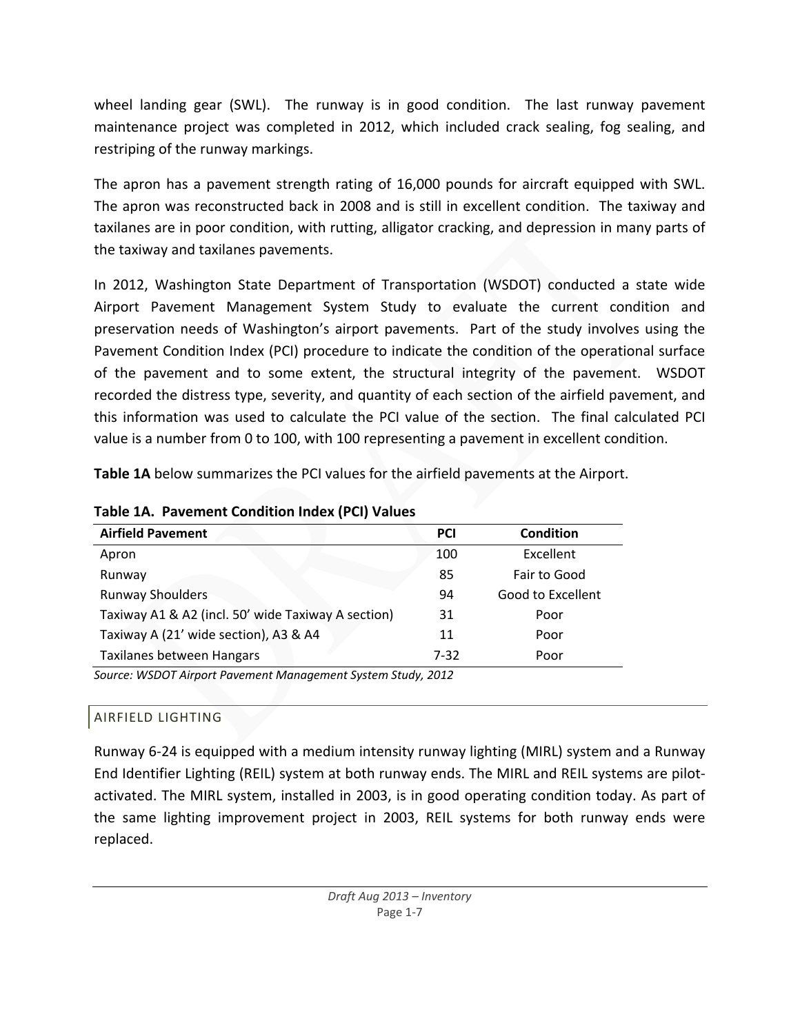wheel landing gear (SWL). The runway is in good condition. The last runway pavement maintenance project was completed in 2012, which included crack sealing, fog sealing, and restriping of the runway markings.

The apron has a pavement strength rating of 16,000 pounds for aircraft equipped with SWL. The apron was reconstructed back in 2008 and is still in excellent condition. The taxiway and taxilanes are in poor condition, with rutting, alligator cracking, and depression in many parts of the taxiway and taxilanes pavements.

In 2012, Washington State Department of Transportation (WSDOT) conducted a state wide Airport Pavement Management System Study to evaluate the current condition and preservation needs of Washington's airport pavements. Part of the study involves using the Pavement Condition Index (PCI) procedure to indicate the condition of the operational surface of the pavement and to some extent, the structural integrity of the pavement. WSDOT recorded the distress type, severity, and quantity of each section of the airfield pavement, and this information was used to calculate the PCI value of the section. The final calculated PCI value is a number from 0 to 100, with 100 representing a pavement in excellent condition.

**Table 1A** below summarizes the PCI values for the airfield pavements at the Airport.

**Table 1A. Pavement Condition Index (PCI) Values**

| Airfield Pavement | PCI | Condition |
|---|---|---|
| Apron | 100 | Excellent |
| Runway | 85 | Fair to Good |
| Runway Shoulders | 94 | Good to Excellent |
| Taxiway A1 & A2 (incl. 50' wide Taxiway A section) | 31 | Poor |
| Taxiway A (21' wide section), A3 & A4 | 11 | Poor |
| Taxilanes between Hangars | 7-32 | Poor |

*Source: WSDOT Airport Pavement Management System Study, 2012*

## AIRFIELD LIGHTING

Runway 6-24 is equipped with a medium intensity runway lighting (MIRL) system and a Runway End Identifier Lighting (REIL) system at both runway ends. The MIRL and REIL systems are pilot-activated. The MIRL system, installed in 2003, is in good operating condition today. As part of the same lighting improvement project in 2003, REIL systems for both runway ends were replaced.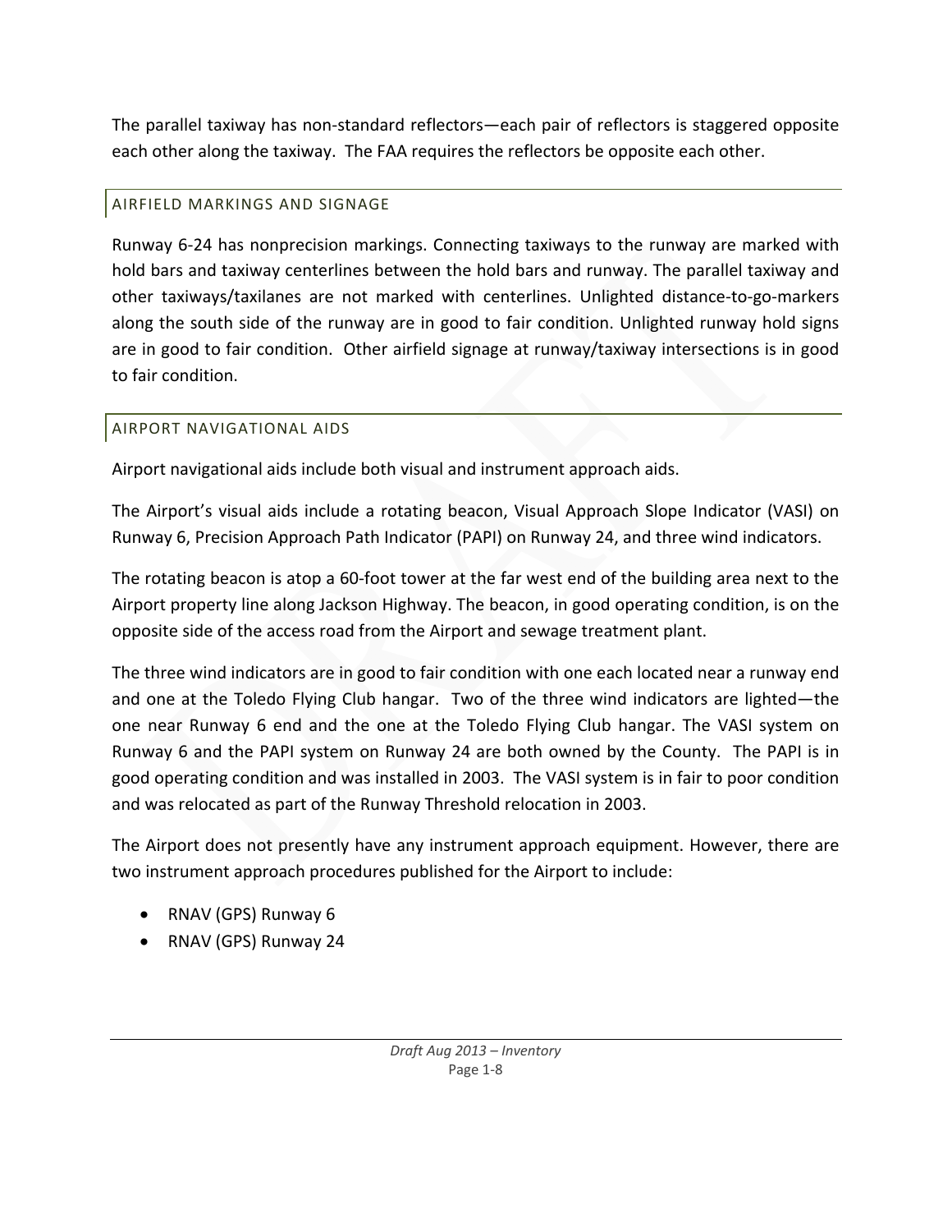The parallel taxiway has non-standard reflectors—each pair of reflectors is staggered opposite each other along the taxiway. The FAA requires the reflectors be opposite each other.

### AIRFIELD MARKINGS AND SIGNAGE

Runway 6-24 has nonprecision markings. Connecting taxiways to the runway are marked with hold bars and taxiway centerlines between the hold bars and runway. The parallel taxiway and other taxiways/taxilanes are not marked with centerlines. Unlighted distance-to-go-markers along the south side of the runway are in good to fair condition. Unlighted runway hold signs are in good to fair condition. Other airfield signage at runway/taxiway intersections is in good to fair condition.

### AIRPORT NAVIGATIONAL AIDS

Airport navigational aids include both visual and instrument approach aids.

The Airport's visual aids include a rotating beacon, Visual Approach Slope Indicator (VASI) on Runway 6, Precision Approach Path Indicator (PAPI) on Runway 24, and three wind indicators.

The rotating beacon is atop a 60-foot tower at the far west end of the building area next to the Airport property line along Jackson Highway. The beacon, in good operating condition, is on the opposite side of the access road from the Airport and sewage treatment plant.

The three wind indicators are in good to fair condition with one each located near a runway end and one at the Toledo Flying Club hangar. Two of the three wind indicators are lighted—the one near Runway 6 end and the one at the Toledo Flying Club hangar. The VASI system on Runway 6 and the PAPI system on Runway 24 are both owned by the County. The PAPI is in good operating condition and was installed in 2003. The VASI system is in fair to poor condition and was relocated as part of the Runway Threshold relocation in 2003.

The Airport does not presently have any instrument approach equipment. However, there are two instrument approach procedures published for the Airport to include:

- RNAV (GPS) Runway 6
- RNAV (GPS) Runway 24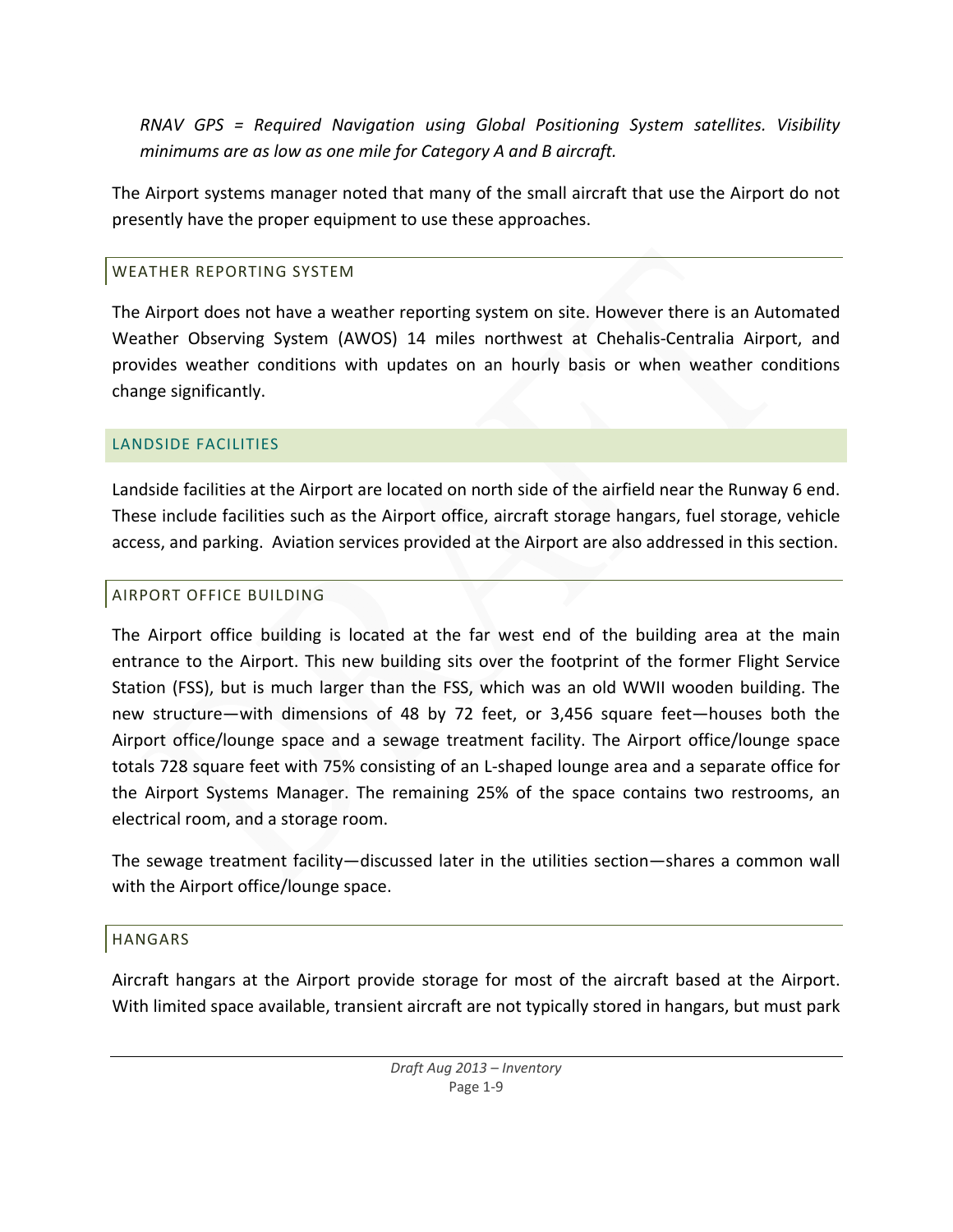*RNAV GPS = Required Navigation using Global Positioning System satellites. Visibility minimums are as low as one mile for Category A and B aircraft.*

The Airport systems manager noted that many of the small aircraft that use the Airport do not presently have the proper equipment to use these approaches.

### WEATHER REPORTING SYSTEM

The Airport does not have a weather reporting system on site. However there is an Automated Weather Observing System (AWOS) 14 miles northwest at Chehalis-Centralia Airport, and provides weather conditions with updates on an hourly basis or when weather conditions change significantly.

## LANDSIDE FACILITIES

Landside facilities at the Airport are located on north side of the airfield near the Runway 6 end. These include facilities such as the Airport office, aircraft storage hangars, fuel storage, vehicle access, and parking. Aviation services provided at the Airport are also addressed in this section.

### AIRPORT OFFICE BUILDING

The Airport office building is located at the far west end of the building area at the main entrance to the Airport. This new building sits over the footprint of the former Flight Service Station (FSS), but is much larger than the FSS, which was an old WWII wooden building. The new structure—with dimensions of 48 by 72 feet, or 3,456 square feet—houses both the Airport office/lounge space and a sewage treatment facility. The Airport office/lounge space totals 728 square feet with 75% consisting of an L-shaped lounge area and a separate office for the Airport Systems Manager. The remaining 25% of the space contains two restrooms, an electrical room, and a storage room.

The sewage treatment facility—discussed later in the utilities section—shares a common wall with the Airport office/lounge space.

### HANGARS

Aircraft hangars at the Airport provide storage for most of the aircraft based at the Airport. With limited space available, transient aircraft are not typically stored in hangars, but must park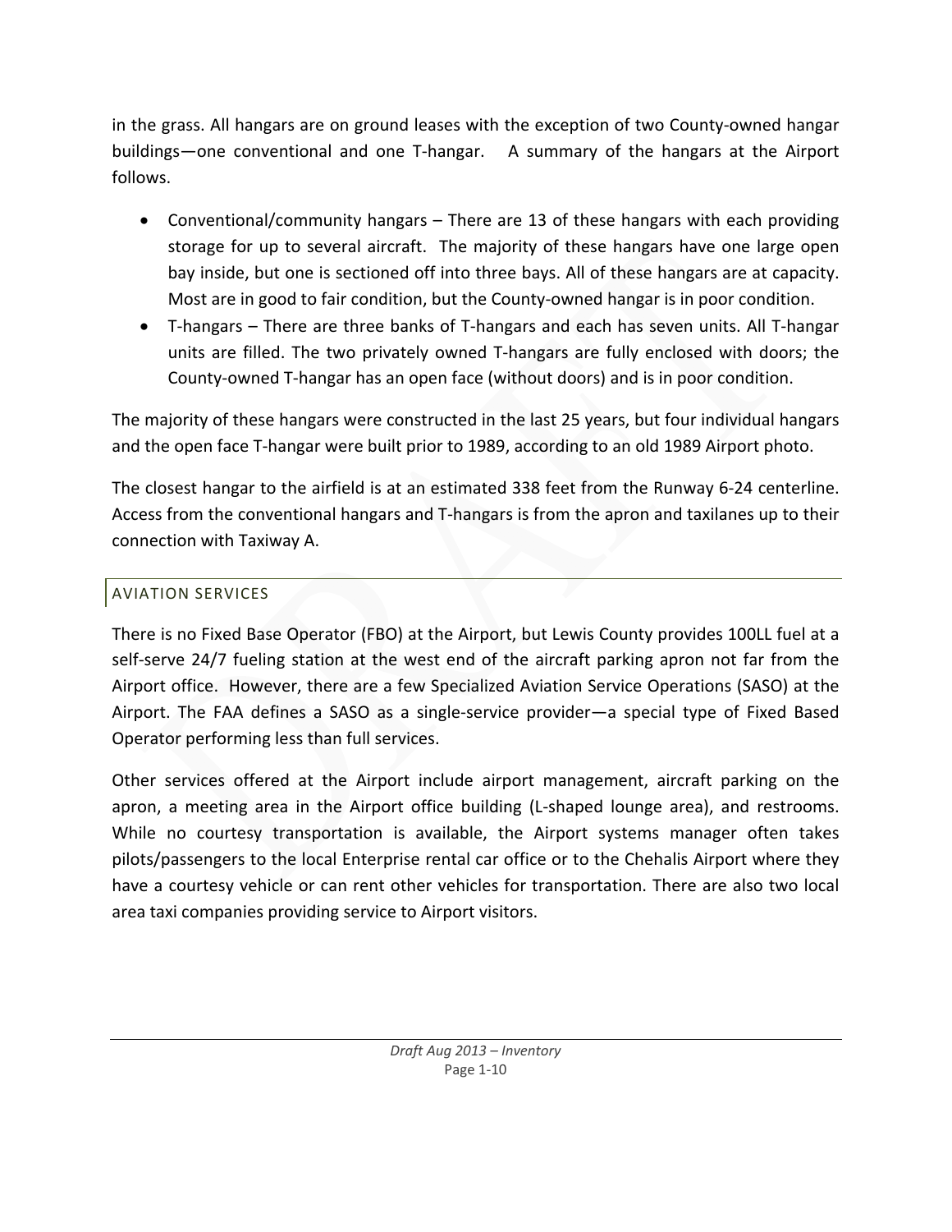in the grass. All hangars are on ground leases with the exception of two County-owned hangar buildings—one conventional and one T-hangar. A summary of the hangars at the Airport follows.

- Conventional/community hangars – There are 13 of these hangars with each providing storage for up to several aircraft. The majority of these hangars have one large open bay inside, but one is sectioned off into three bays. All of these hangars are at capacity. Most are in good to fair condition, but the County-owned hangar is in poor condition.
- T-hangars – There are three banks of T-hangars and each has seven units. All T-hangar units are filled. The two privately owned T-hangars are fully enclosed with doors; the County-owned T-hangar has an open face (without doors) and is in poor condition.

The majority of these hangars were constructed in the last 25 years, but four individual hangars and the open face T-hangar were built prior to 1989, according to an old 1989 Airport photo.

The closest hangar to the airfield is at an estimated 338 feet from the Runway 6-24 centerline. Access from the conventional hangars and T-hangars is from the apron and taxilanes up to their connection with Taxiway A.

## AVIATION SERVICES

There is no Fixed Base Operator (FBO) at the Airport, but Lewis County provides 100LL fuel at a self-serve 24/7 fueling station at the west end of the aircraft parking apron not far from the Airport office. However, there are a few Specialized Aviation Service Operations (SASO) at the Airport. The FAA defines a SASO as a single-service provider—a special type of Fixed Based Operator performing less than full services.

Other services offered at the Airport include airport management, aircraft parking on the apron, a meeting area in the Airport office building (L-shaped lounge area), and restrooms. While no courtesy transportation is available, the Airport systems manager often takes pilots/passengers to the local Enterprise rental car office or to the Chehalis Airport where they have a courtesy vehicle or can rent other vehicles for transportation. There are also two local area taxi companies providing service to Airport visitors.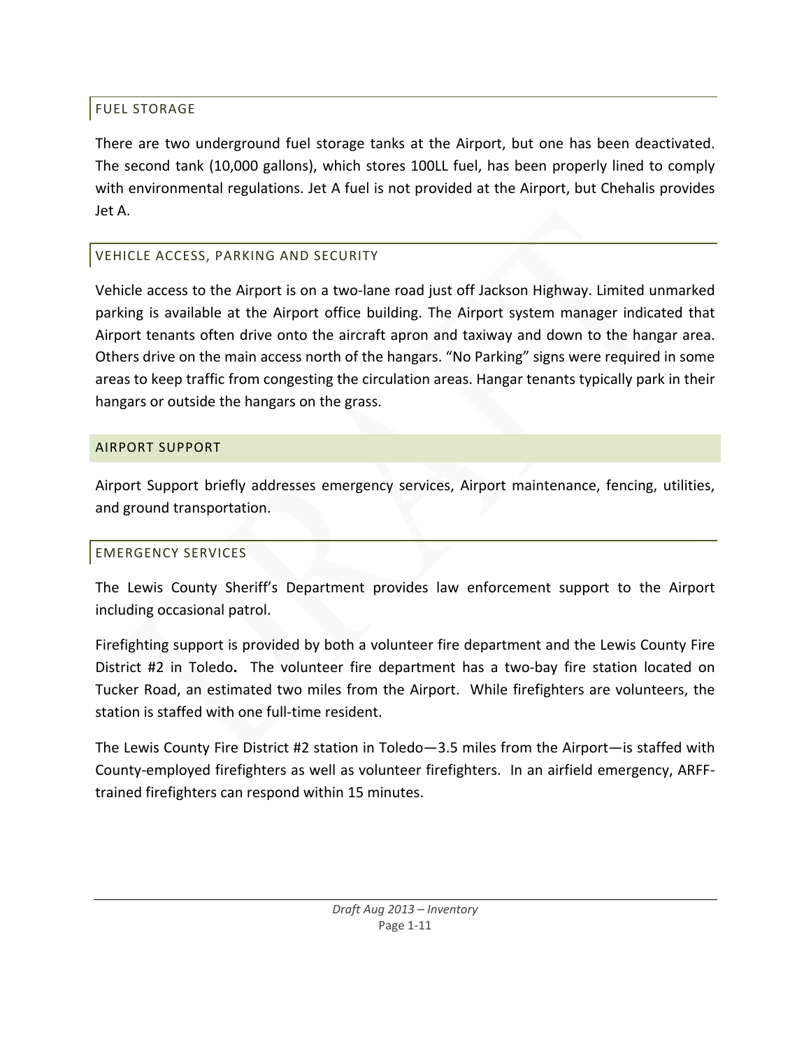### FUEL STORAGE

There are two underground fuel storage tanks at the Airport, but one has been deactivated. The second tank (10,000 gallons), which stores 100LL fuel, has been properly lined to comply with environmental regulations. Jet A fuel is not provided at the Airport, but Chehalis provides Jet A.

### VEHICLE ACCESS, PARKING AND SECURITY

Vehicle access to the Airport is on a two-lane road just off Jackson Highway. Limited unmarked parking is available at the Airport office building. The Airport system manager indicated that Airport tenants often drive onto the aircraft apron and taxiway and down to the hangar area. Others drive on the main access north of the hangars. "No Parking" signs were required in some areas to keep traffic from congesting the circulation areas. Hangar tenants typically park in their hangars or outside the hangars on the grass.

## AIRPORT SUPPORT

Airport Support briefly addresses emergency services, Airport maintenance, fencing, utilities, and ground transportation.

### EMERGENCY SERVICES

The Lewis County Sheriff's Department provides law enforcement support to the Airport including occasional patrol.

Firefighting support is provided by both a volunteer fire department and the Lewis County Fire District #2 in Toledo**.** The volunteer fire department has a two-bay fire station located on Tucker Road, an estimated two miles from the Airport. While firefighters are volunteers, the station is staffed with one full-time resident.

The Lewis County Fire District #2 station in Toledo—3.5 miles from the Airport—is staffed with County-employed firefighters as well as volunteer firefighters. In an airfield emergency, ARFF-trained firefighters can respond within 15 minutes.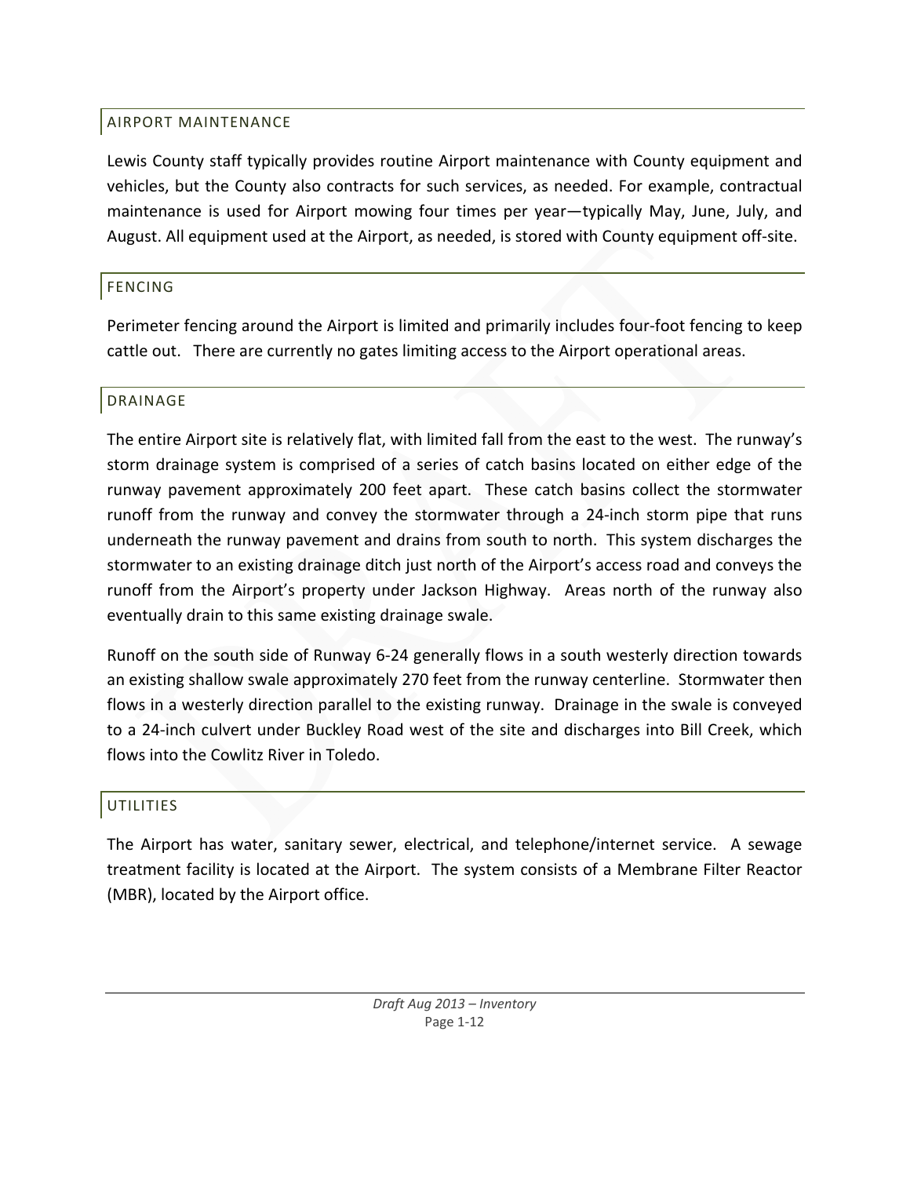## AIRPORT MAINTENANCE

Lewis County staff typically provides routine Airport maintenance with County equipment and vehicles, but the County also contracts for such services, as needed. For example, contractual maintenance is used for Airport mowing four times per year—typically May, June, July, and August. All equipment used at the Airport, as needed, is stored with County equipment off-site.

## FENCING

Perimeter fencing around the Airport is limited and primarily includes four-foot fencing to keep cattle out. There are currently no gates limiting access to the Airport operational areas.

## DRAINAGE

The entire Airport site is relatively flat, with limited fall from the east to the west. The runway's storm drainage system is comprised of a series of catch basins located on either edge of the runway pavement approximately 200 feet apart. These catch basins collect the stormwater runoff from the runway and convey the stormwater through a 24-inch storm pipe that runs underneath the runway pavement and drains from south to north. This system discharges the stormwater to an existing drainage ditch just north of the Airport's access road and conveys the runoff from the Airport's property under Jackson Highway. Areas north of the runway also eventually drain to this same existing drainage swale.

Runoff on the south side of Runway 6-24 generally flows in a south westerly direction towards an existing shallow swale approximately 270 feet from the runway centerline. Stormwater then flows in a westerly direction parallel to the existing runway. Drainage in the swale is conveyed to a 24-inch culvert under Buckley Road west of the site and discharges into Bill Creek, which flows into the Cowlitz River in Toledo.

## UTILITIES

The Airport has water, sanitary sewer, electrical, and telephone/internet service. A sewage treatment facility is located at the Airport. The system consists of a Membrane Filter Reactor (MBR), located by the Airport office.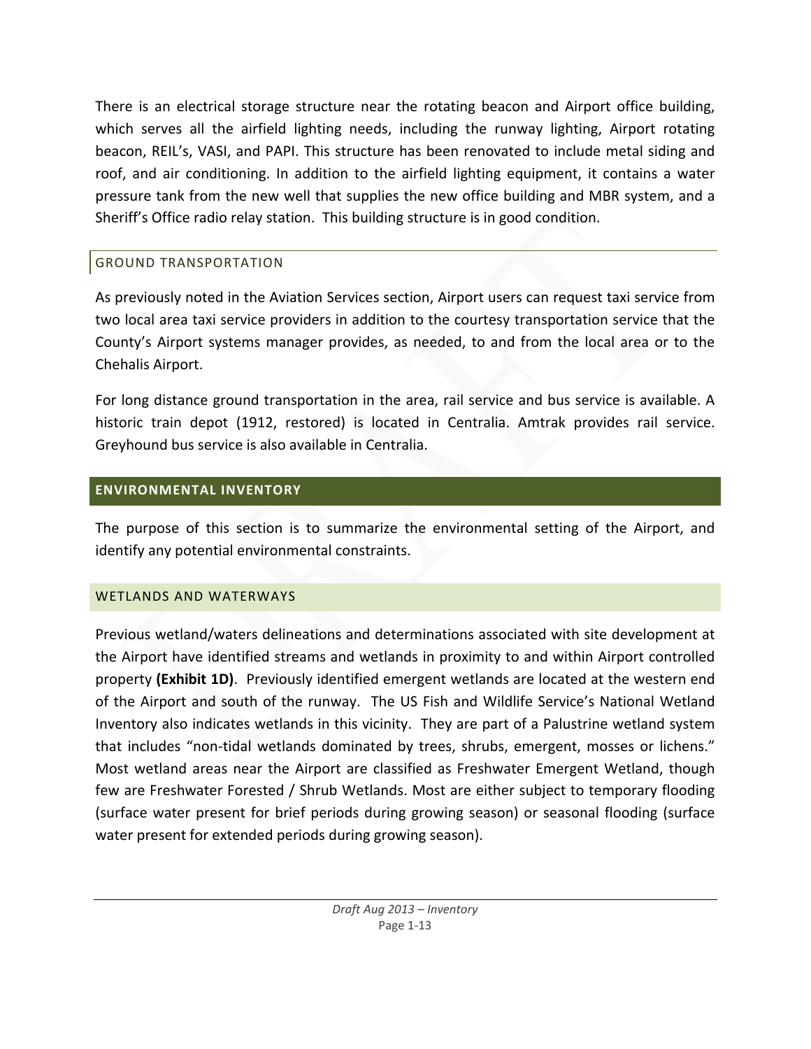There is an electrical storage structure near the rotating beacon and Airport office building, which serves all the airfield lighting needs, including the runway lighting, Airport rotating beacon, REIL's, VASI, and PAPI. This structure has been renovated to include metal siding and roof, and air conditioning. In addition to the airfield lighting equipment, it contains a water pressure tank from the new well that supplies the new office building and MBR system, and a Sheriff's Office radio relay station. This building structure is in good condition.

### GROUND TRANSPORTATION

As previously noted in the Aviation Services section, Airport users can request taxi service from two local area taxi service providers in addition to the courtesy transportation service that the County's Airport systems manager provides, as needed, to and from the local area or to the Chehalis Airport.

For long distance ground transportation in the area, rail service and bus service is available. A historic train depot (1912, restored) is located in Centralia. Amtrak provides rail service. Greyhound bus service is also available in Centralia.

## ENVIRONMENTAL INVENTORY

The purpose of this section is to summarize the environmental setting of the Airport, and identify any potential environmental constraints.

### WETLANDS AND WATERWAYS

Previous wetland/waters delineations and determinations associated with site development at the Airport have identified streams and wetlands in proximity to and within Airport controlled property **(Exhibit 1D)**. Previously identified emergent wetlands are located at the western end of the Airport and south of the runway. The US Fish and Wildlife Service's National Wetland Inventory also indicates wetlands in this vicinity. They are part of a Palustrine wetland system that includes "non-tidal wetlands dominated by trees, shrubs, emergent, mosses or lichens." Most wetland areas near the Airport are classified as Freshwater Emergent Wetland, though few are Freshwater Forested / Shrub Wetlands. Most are either subject to temporary flooding (surface water present for brief periods during growing season) or seasonal flooding (surface water present for extended periods during growing season).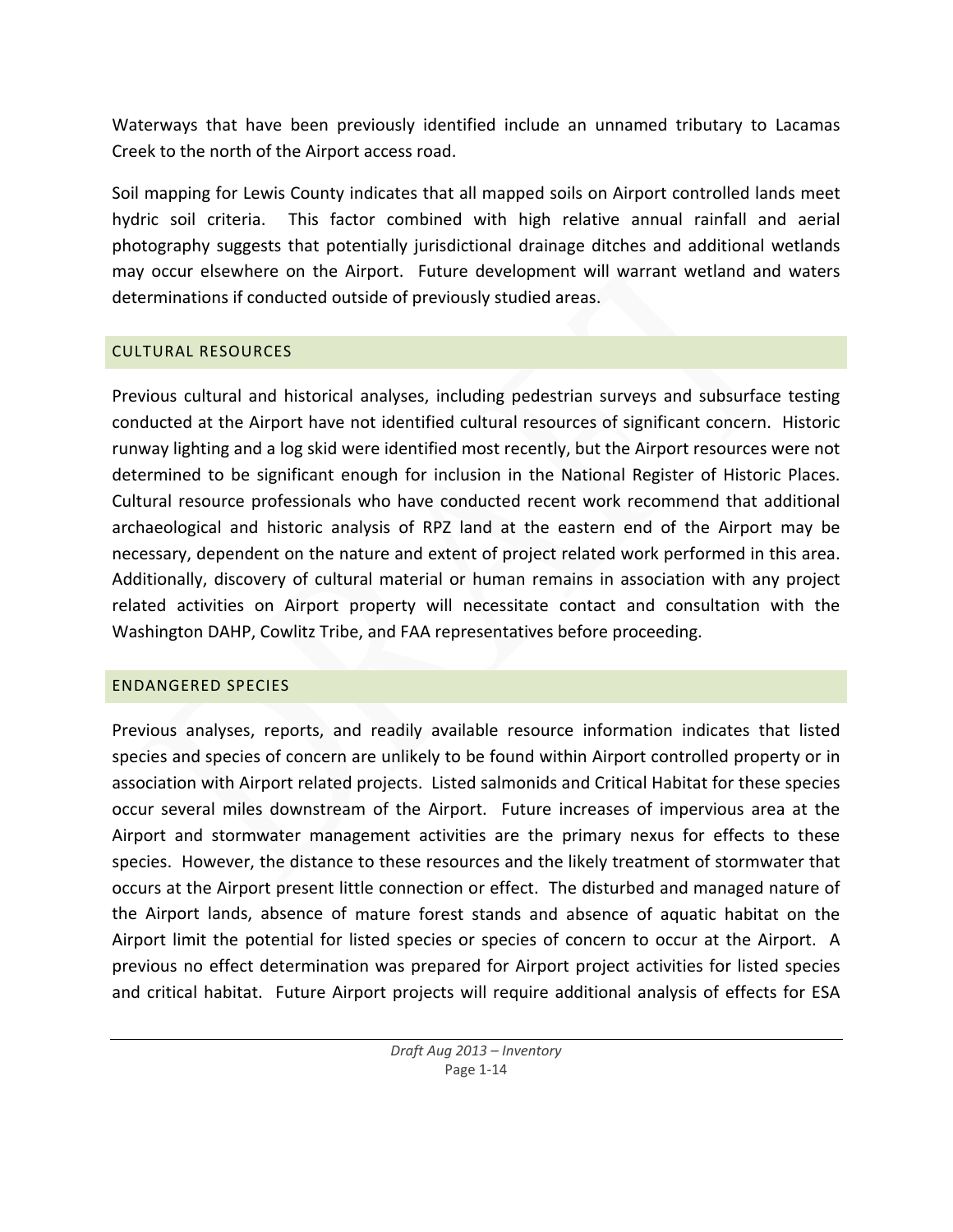Waterways that have been previously identified include an unnamed tributary to Lacamas Creek to the north of the Airport access road.

Soil mapping for Lewis County indicates that all mapped soils on Airport controlled lands meet hydric soil criteria. This factor combined with high relative annual rainfall and aerial photography suggests that potentially jurisdictional drainage ditches and additional wetlands may occur elsewhere on the Airport. Future development will warrant wetland and waters determinations if conducted outside of previously studied areas.

## CULTURAL RESOURCES

Previous cultural and historical analyses, including pedestrian surveys and subsurface testing conducted at the Airport have not identified cultural resources of significant concern. Historic runway lighting and a log skid were identified most recently, but the Airport resources were not determined to be significant enough for inclusion in the National Register of Historic Places. Cultural resource professionals who have conducted recent work recommend that additional archaeological and historic analysis of RPZ land at the eastern end of the Airport may be necessary, dependent on the nature and extent of project related work performed in this area. Additionally, discovery of cultural material or human remains in association with any project related activities on Airport property will necessitate contact and consultation with the Washington DAHP, Cowlitz Tribe, and FAA representatives before proceeding.

## ENDANGERED SPECIES

Previous analyses, reports, and readily available resource information indicates that listed species and species of concern are unlikely to be found within Airport controlled property or in association with Airport related projects. Listed salmonids and Critical Habitat for these species occur several miles downstream of the Airport. Future increases of impervious area at the Airport and stormwater management activities are the primary nexus for effects to these species. However, the distance to these resources and the likely treatment of stormwater that occurs at the Airport present little connection or effect. The disturbed and managed nature of the Airport lands, absence of mature forest stands and absence of aquatic habitat on the Airport limit the potential for listed species or species of concern to occur at the Airport. A previous no effect determination was prepared for Airport project activities for listed species and critical habitat. Future Airport projects will require additional analysis of effects for ESA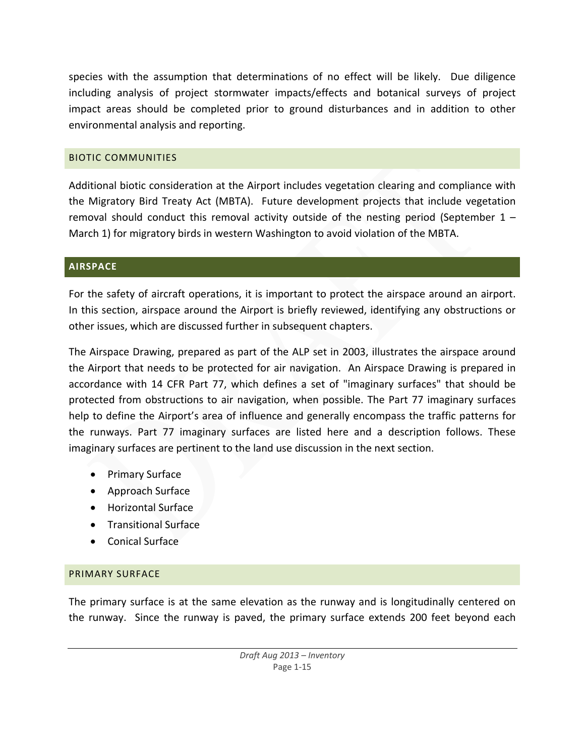species with the assumption that determinations of no effect will be likely. Due diligence including analysis of project stormwater impacts/effects and botanical surveys of project impact areas should be completed prior to ground disturbances and in addition to other environmental analysis and reporting.

### BIOTIC COMMUNITIES

Additional biotic consideration at the Airport includes vegetation clearing and compliance with the Migratory Bird Treaty Act (MBTA). Future development projects that include vegetation removal should conduct this removal activity outside of the nesting period (September 1 – March 1) for migratory birds in western Washington to avoid violation of the MBTA.

## AIRSPACE

For the safety of aircraft operations, it is important to protect the airspace around an airport. In this section, airspace around the Airport is briefly reviewed, identifying any obstructions or other issues, which are discussed further in subsequent chapters.

The Airspace Drawing, prepared as part of the ALP set in 2003, illustrates the airspace around the Airport that needs to be protected for air navigation. An Airspace Drawing is prepared in accordance with 14 CFR Part 77, which defines a set of "imaginary surfaces" that should be protected from obstructions to air navigation, when possible. The Part 77 imaginary surfaces help to define the Airport's area of influence and generally encompass the traffic patterns for the runways. Part 77 imaginary surfaces are listed here and a description follows. These imaginary surfaces are pertinent to the land use discussion in the next section.

- Primary Surface
- Approach Surface
- Horizontal Surface
- Transitional Surface
- Conical Surface

### PRIMARY SURFACE

The primary surface is at the same elevation as the runway and is longitudinally centered on the runway. Since the runway is paved, the primary surface extends 200 feet beyond each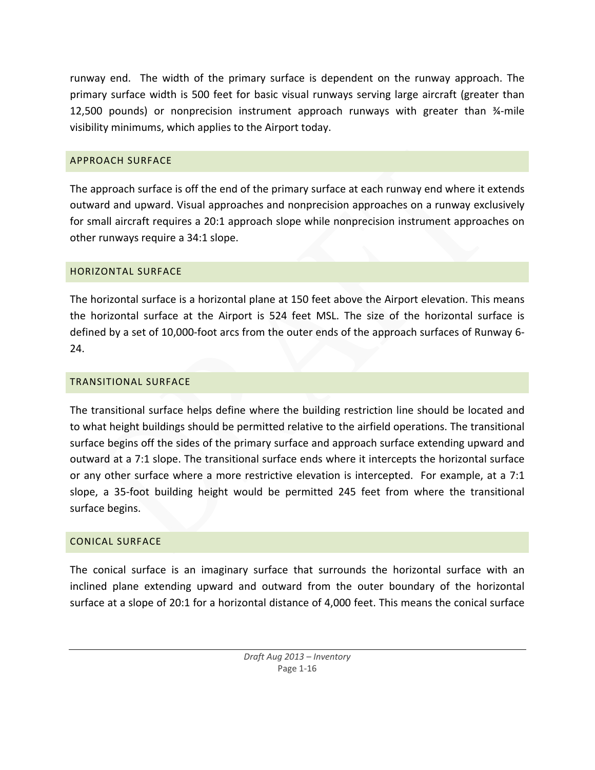runway end. The width of the primary surface is dependent on the runway approach. The primary surface width is 500 feet for basic visual runways serving large aircraft (greater than 12,500 pounds) or nonprecision instrument approach runways with greater than ¾-mile visibility minimums, which applies to the Airport today.

### APPROACH SURFACE

The approach surface is off the end of the primary surface at each runway end where it extends outward and upward. Visual approaches and nonprecision approaches on a runway exclusively for small aircraft requires a 20:1 approach slope while nonprecision instrument approaches on other runways require a 34:1 slope.

### HORIZONTAL SURFACE

The horizontal surface is a horizontal plane at 150 feet above the Airport elevation. This means the horizontal surface at the Airport is 524 feet MSL. The size of the horizontal surface is defined by a set of 10,000-foot arcs from the outer ends of the approach surfaces of Runway 6-24.

### TRANSITIONAL SURFACE

The transitional surface helps define where the building restriction line should be located and to what height buildings should be permitted relative to the airfield operations. The transitional surface begins off the sides of the primary surface and approach surface extending upward and outward at a 7:1 slope. The transitional surface ends where it intercepts the horizontal surface or any other surface where a more restrictive elevation is intercepted. For example, at a 7:1 slope, a 35-foot building height would be permitted 245 feet from where the transitional surface begins.

### CONICAL SURFACE

The conical surface is an imaginary surface that surrounds the horizontal surface with an inclined plane extending upward and outward from the outer boundary of the horizontal surface at a slope of 20:1 for a horizontal distance of 4,000 feet. This means the conical surface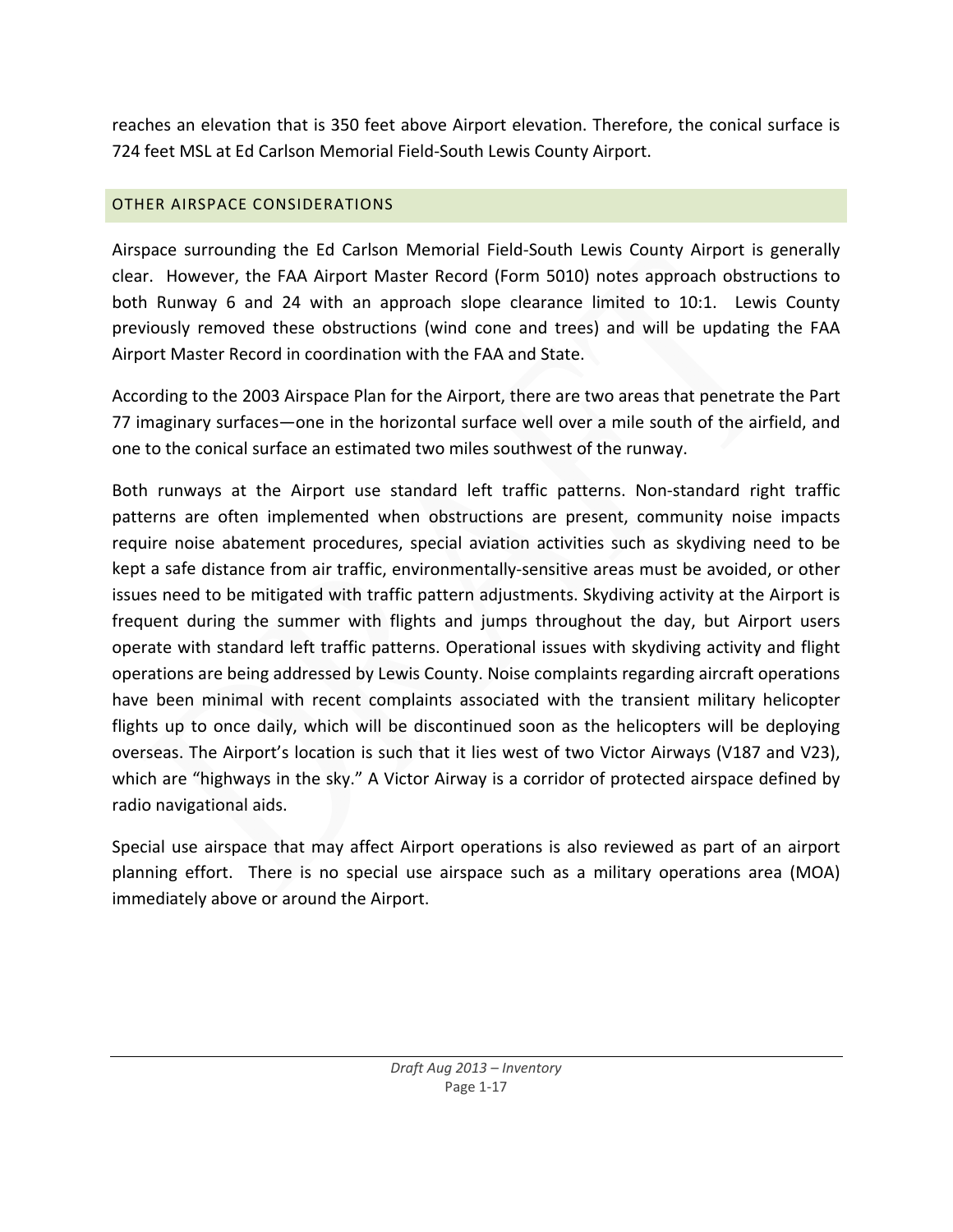reaches an elevation that is 350 feet above Airport elevation. Therefore, the conical surface is 724 feet MSL at Ed Carlson Memorial Field-South Lewis County Airport.

## OTHER AIRSPACE CONSIDERATIONS

Airspace surrounding the Ed Carlson Memorial Field-South Lewis County Airport is generally clear. However, the FAA Airport Master Record (Form 5010) notes approach obstructions to both Runway 6 and 24 with an approach slope clearance limited to 10:1. Lewis County previously removed these obstructions (wind cone and trees) and will be updating the FAA Airport Master Record in coordination with the FAA and State.

According to the 2003 Airspace Plan for the Airport, there are two areas that penetrate the Part 77 imaginary surfaces—one in the horizontal surface well over a mile south of the airfield, and one to the conical surface an estimated two miles southwest of the runway.

Both runways at the Airport use standard left traffic patterns. Non-standard right traffic patterns are often implemented when obstructions are present, community noise impacts require noise abatement procedures, special aviation activities such as skydiving need to be kept a safe distance from air traffic, environmentally-sensitive areas must be avoided, or other issues need to be mitigated with traffic pattern adjustments. Skydiving activity at the Airport is frequent during the summer with flights and jumps throughout the day, but Airport users operate with standard left traffic patterns. Operational issues with skydiving activity and flight operations are being addressed by Lewis County. Noise complaints regarding aircraft operations have been minimal with recent complaints associated with the transient military helicopter flights up to once daily, which will be discontinued soon as the helicopters will be deploying overseas. The Airport's location is such that it lies west of two Victor Airways (V187 and V23), which are "highways in the sky." A Victor Airway is a corridor of protected airspace defined by radio navigational aids.

Special use airspace that may affect Airport operations is also reviewed as part of an airport planning effort. There is no special use airspace such as a military operations area (MOA) immediately above or around the Airport.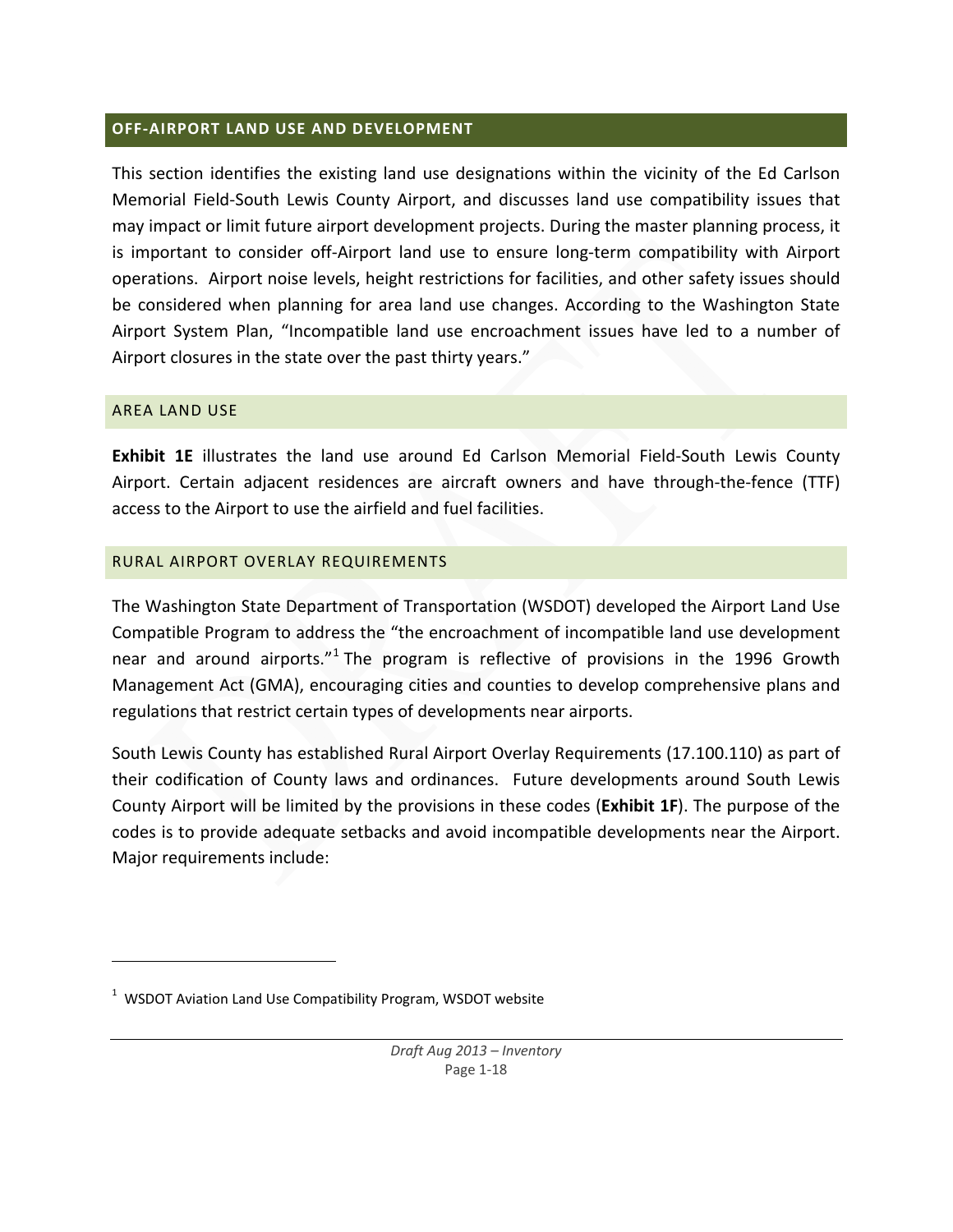## OFF-AIRPORT LAND USE AND DEVELOPMENT

This section identifies the existing land use designations within the vicinity of the Ed Carlson Memorial Field-South Lewis County Airport, and discusses land use compatibility issues that may impact or limit future airport development projects. During the master planning process, it is important to consider off-Airport land use to ensure long-term compatibility with Airport operations. Airport noise levels, height restrictions for facilities, and other safety issues should be considered when planning for area land use changes. According to the Washington State Airport System Plan, "Incompatible land use encroachment issues have led to a number of Airport closures in the state over the past thirty years."

### AREA LAND USE

**Exhibit 1E** illustrates the land use around Ed Carlson Memorial Field-South Lewis County Airport. Certain adjacent residences are aircraft owners and have through-the-fence (TTF) access to the Airport to use the airfield and fuel facilities.

### RURAL AIRPORT OVERLAY REQUIREMENTS

The Washington State Department of Transportation (WSDOT) developed the Airport Land Use Compatible Program to address the "the encroachment of incompatible land use development near and around airports."[1] The program is reflective of provisions in the 1996 Growth Management Act (GMA), encouraging cities and counties to develop comprehensive plans and regulations that restrict certain types of developments near airports.

South Lewis County has established Rural Airport Overlay Requirements (17.100.110) as part of their codification of County laws and ordinances. Future developments around South Lewis County Airport will be limited by the provisions in these codes (**Exhibit 1F**). The purpose of the codes is to provide adequate setbacks and avoid incompatible developments near the Airport. Major requirements include:

---

[1] WSDOT Aviation Land Use Compatibility Program, WSDOT website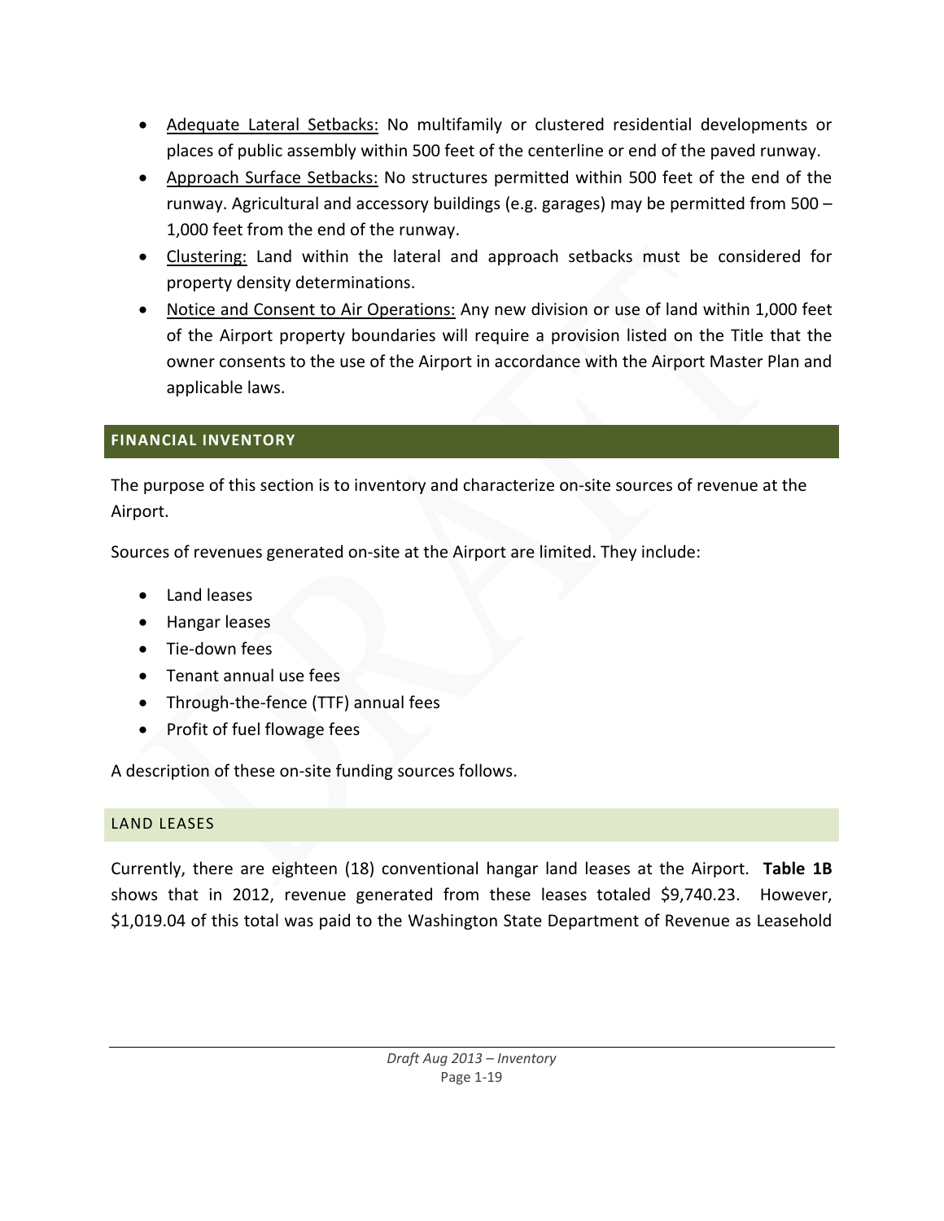- Adequate Lateral Setbacks: No multifamily or clustered residential developments or places of public assembly within 500 feet of the centerline or end of the paved runway.
- Approach Surface Setbacks: No structures permitted within 500 feet of the end of the runway. Agricultural and accessory buildings (e.g. garages) may be permitted from 500 – 1,000 feet from the end of the runway.
- Clustering: Land within the lateral and approach setbacks must be considered for property density determinations.
- Notice and Consent to Air Operations: Any new division or use of land within 1,000 feet of the Airport property boundaries will require a provision listed on the Title that the owner consents to the use of the Airport in accordance with the Airport Master Plan and applicable laws.

## FINANCIAL INVENTORY

The purpose of this section is to inventory and characterize on-site sources of revenue at the Airport.

Sources of revenues generated on-site at the Airport are limited. They include:

- Land leases
- Hangar leases
- Tie-down fees
- Tenant annual use fees
- Through-the-fence (TTF) annual fees
- Profit of fuel flowage fees

A description of these on-site funding sources follows.

### LAND LEASES

Currently, there are eighteen (18) conventional hangar land leases at the Airport. **Table 1B** shows that in 2012, revenue generated from these leases totaled $9,740.23. However, $1,019.04 of this total was paid to the Washington State Department of Revenue as Leasehold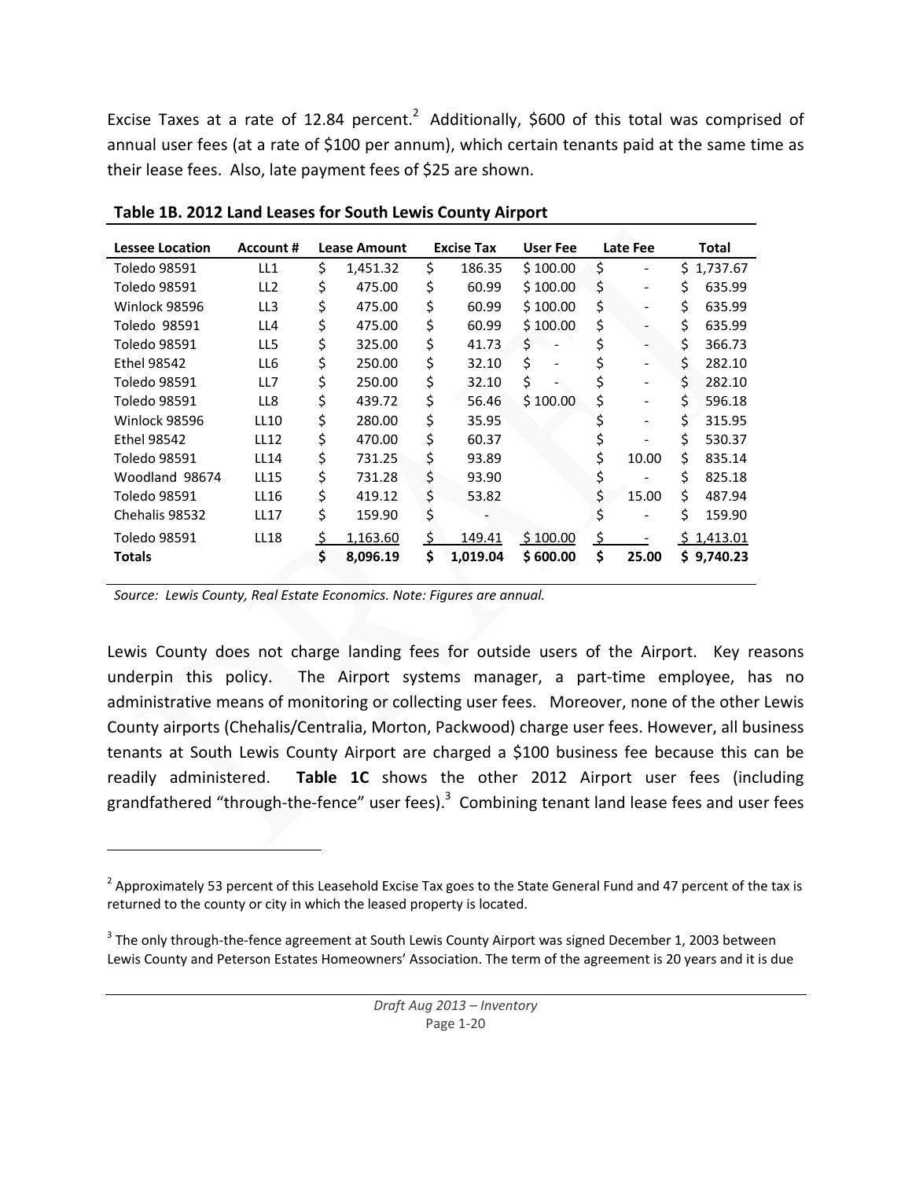Excise Taxes at a rate of 12.84 percent.[2] Additionally, \$600 of this total was comprised of annual user fees (at a rate of \$100 per annum), which certain tenants paid at the same time as their lease fees. Also, late payment fees of \$25 are shown.

**Table 1B. 2012 Land Leases for South Lewis County Airport**

| Lessee Location | Account # | Lease Amount | Excise Tax | User Fee | Late Fee | Total |
|---|---|---|---|---|---|---|
| Toledo 98591 | LL1 | $ 1,451.32 | $ 186.35 | $ 100.00 | $ - | $ 1,737.67 |
| Toledo 98591 | LL2 | $ 475.00 | $ 60.99 | $ 100.00 | $ - | $ 635.99 |
| Winlock 98596 | LL3 | $ 475.00 | $ 60.99 | $ 100.00 | $ - | $ 635.99 |
| Toledo 98591 | LL4 | $ 475.00 | $ 60.99 | $ 100.00 | $ - | $ 635.99 |
| Toledo 98591 | LL5 | $ 325.00 | $ 41.73 | $ - | $ - | $ 366.73 |
| Ethel 98542 | LL6 | $ 250.00 | $ 32.10 | $ - | $ - | $ 282.10 |
| Toledo 98591 | LL7 | $ 250.00 | $ 32.10 | $ - | $ - | $ 282.10 |
| Toledo 98591 | LL8 | $ 439.72 | $ 56.46 | $ 100.00 | $ - | $ 596.18 |
| Winlock 98596 | LL10 | $ 280.00 | $ 35.95 | | $ - | $ 315.95 |
| Ethel 98542 | LL12 | $ 470.00 | $ 60.37 | | $ - | $ 530.37 |
| Toledo 98591 | LL14 | $ 731.25 | $ 93.89 | | $ 10.00 | $ 835.14 |
| Woodland 98674 | LL15 | $ 731.28 | $ 93.90 | | $ - | $ 825.18 |
| Toledo 98591 | LL16 | $ 419.12 | $ 53.82 | | $ 15.00 | $ 487.94 |
| Chehalis 98532 | LL17 | $ 159.90 | $ - | | $ - | $ 159.90 |
| Toledo 98591 | LL18 | $ 1,163.60 | $ 149.41 | $ 100.00 | $ - | $ 1,413.01 |
| **Totals** | | **$ 8,096.19** | **$ 1,019.04** | **$ 600.00** | **$ 25.00** | **$ 9,740.23** |

*Source: Lewis County, Real Estate Economics. Note: Figures are annual.*

Lewis County does not charge landing fees for outside users of the Airport. Key reasons underpin this policy. The Airport systems manager, a part-time employee, has no administrative means of monitoring or collecting user fees. Moreover, none of the other Lewis County airports (Chehalis/Centralia, Morton, Packwood) charge user fees. However, all business tenants at South Lewis County Airport are charged a \$100 business fee because this can be readily administered. **Table 1C** shows the other 2012 Airport user fees (including grandfathered "through-the-fence" user fees).[3] Combining tenant land lease fees and user fees

[2] Approximately 53 percent of this Leasehold Excise Tax goes to the State General Fund and 47 percent of the tax is returned to the county or city in which the leased property is located.

[3] The only through-the-fence agreement at South Lewis County Airport was signed December 1, 2003 between Lewis County and Peterson Estates Homeowners' Association. The term of the agreement is 20 years and it is due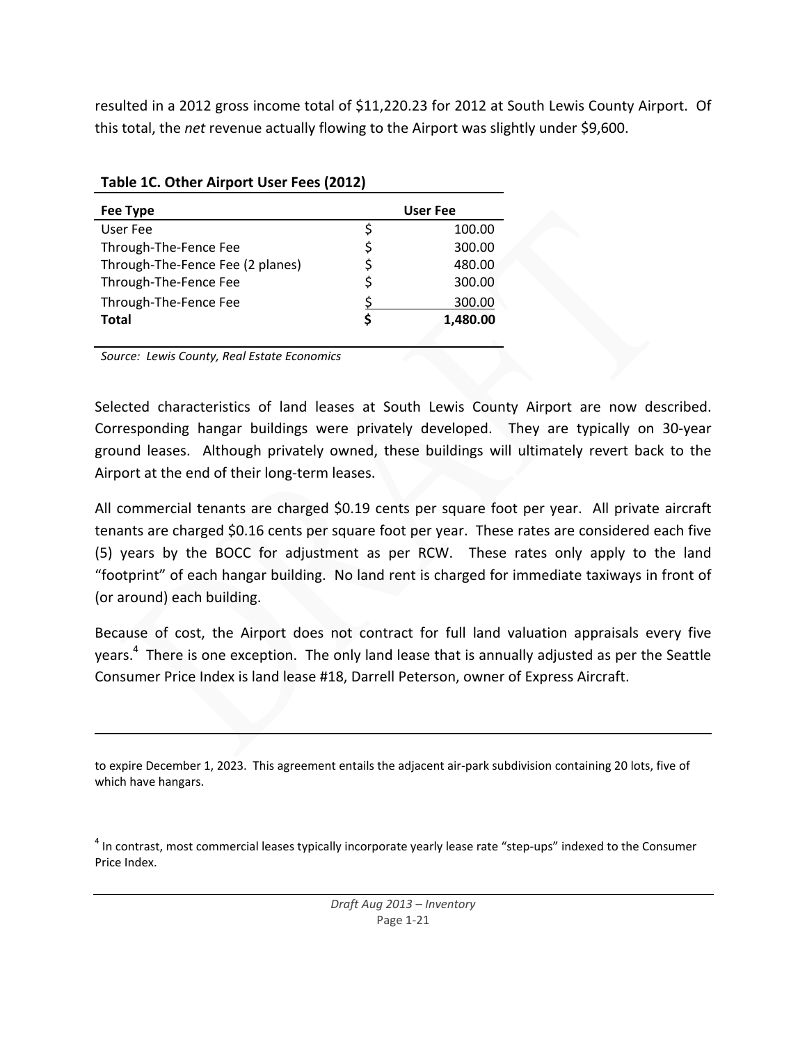resulted in a 2012 gross income total of $11,220.23 for 2012 at South Lewis County Airport. Of this total, the *net* revenue actually flowing to the Airport was slightly under $9,600.

**Table 1C. Other Airport User Fees (2012)**

| Fee Type | User Fee |
|---|---|
| User Fee | $ 100.00 |
| Through-The-Fence Fee | $ 300.00 |
| Through-The-Fence Fee (2 planes) | $ 480.00 |
| Through-The-Fence Fee | $ 300.00 |
| Through-The-Fence Fee | $ 300.00 |
| **Total** | **$ 1,480.00** |

*Source: Lewis County, Real Estate Economics*

Selected characteristics of land leases at South Lewis County Airport are now described. Corresponding hangar buildings were privately developed. They are typically on 30-year ground leases. Although privately owned, these buildings will ultimately revert back to the Airport at the end of their long-term leases.

All commercial tenants are charged $0.19 cents per square foot per year. All private aircraft tenants are charged $0.16 cents per square foot per year. These rates are considered each five (5) years by the BOCC for adjustment as per RCW. These rates only apply to the land "footprint" of each hangar building. No land rent is charged for immediate taxiways in front of (or around) each building.

Because of cost, the Airport does not contract for full land valuation appraisals every five years.[4] There is one exception. The only land lease that is annually adjusted as per the Seattle Consumer Price Index is land lease #18, Darrell Peterson, owner of Express Aircraft.

---

to expire December 1, 2023. This agreement entails the adjacent air-park subdivision containing 20 lots, five of which have hangars.

[4] In contrast, most commercial leases typically incorporate yearly lease rate "step-ups" indexed to the Consumer Price Index.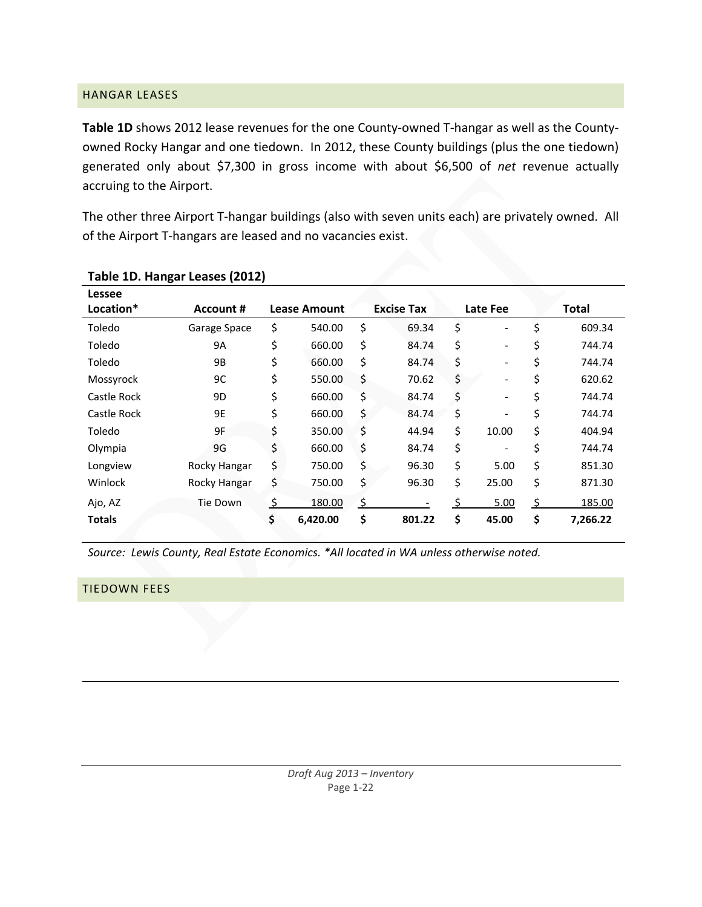## HANGAR LEASES

**Table 1D** shows 2012 lease revenues for the one County-owned T-hangar as well as the County-owned Rocky Hangar and one tiedown. In 2012, these County buildings (plus the one tiedown) generated only about $7,300 in gross income with about $6,500 of *net* revenue actually accruing to the Airport.

The other three Airport T-hangar buildings (also with seven units each) are privately owned. All of the Airport T-hangars are leased and no vacancies exist.

**Table 1D. Hangar Leases (2012)**

| Lessee Location* | Account # | Lease Amount | Excise Tax | Late Fee | Total |
|---|---|---|---|---|---|
| Toledo | Garage Space | $ 540.00 | $ 69.34 | $ - | $ 609.34 |
| Toledo | 9A | $ 660.00 | $ 84.74 | $ - | $ 744.74 |
| Toledo | 9B | $ 660.00 | $ 84.74 | $ - | $ 744.74 |
| Mossyrock | 9C | $ 550.00 | $ 70.62 | $ - | $ 620.62 |
| Castle Rock | 9D | $ 660.00 | $ 84.74 | $ - | $ 744.74 |
| Castle Rock | 9E | $ 660.00 | $ 84.74 | $ - | $ 744.74 |
| Toledo | 9F | $ 350.00 | $ 44.94 | $ 10.00 | $ 404.94 |
| Olympia | 9G | $ 660.00 | $ 84.74 | $ - | $ 744.74 |
| Longview | Rocky Hangar | $ 750.00 | $ 96.30 | $ 5.00 | $ 851.30 |
| Winlock | Rocky Hangar | $ 750.00 | $ 96.30 | $ 25.00 | $ 871.30 |
| Ajo, AZ | Tie Down | $ 180.00 | $ - | $ 5.00 | $ 185.00 |
| **Totals** | | **$ 6,420.00** | **$ 801.22** | **$ 45.00** | **$ 7,266.22** |

*Source: Lewis County, Real Estate Economics. *All located in WA unless otherwise noted.*

## TIEDOWN FEES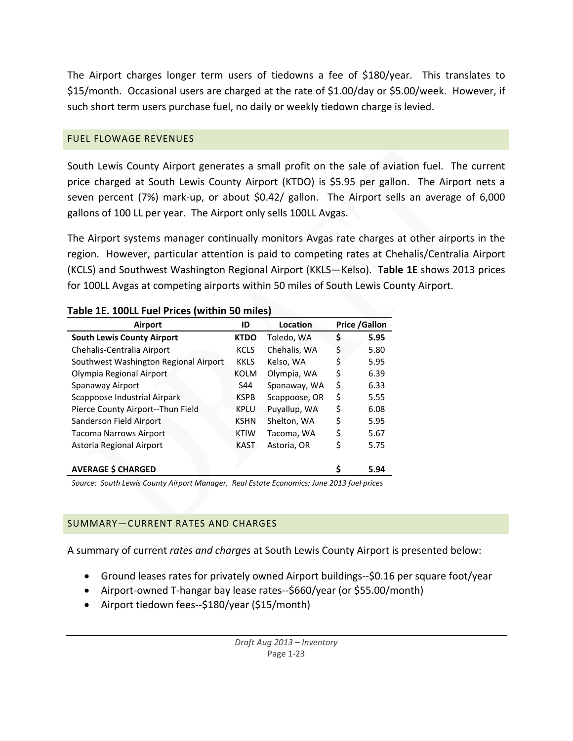The Airport charges longer term users of tiedowns a fee of $180/year. This translates to $15/month. Occasional users are charged at the rate of $1.00/day or $5.00/week. However, if such short term users purchase fuel, no daily or weekly tiedown charge is levied.

## FUEL FLOWAGE REVENUES

South Lewis County Airport generates a small profit on the sale of aviation fuel. The current price charged at South Lewis County Airport (KTDO) is $5.95 per gallon. The Airport nets a seven percent (7%) mark-up, or about $0.42/ gallon. The Airport sells an average of 6,000 gallons of 100 LL per year. The Airport only sells 100LL Avgas.

The Airport systems manager continually monitors Avgas rate charges at other airports in the region. However, particular attention is paid to competing rates at Chehalis/Centralia Airport (KCLS) and Southwest Washington Regional Airport (KKLS—Kelso). **Table 1E** shows 2013 prices for 100LL Avgas at competing airports within 50 miles of South Lewis County Airport.

**Table 1E. 100LL Fuel Prices (within 50 miles)**

| Airport | ID | Location | Price /Gallon |
|---|---|---|---|
| **South Lewis County Airport** | **KTDO** | Toledo, WA | **$ 5.95** |
| Chehalis-Centralia Airport | KCLS | Chehalis, WA | $ 5.80 |
| Southwest Washington Regional Airport | KKLS | Kelso, WA | $ 5.95 |
| Olympia Regional Airport | KOLM | Olympia, WA | $ 6.39 |
| Spanaway Airport | S44 | Spanaway, WA | $ 6.33 |
| Scappoose Industrial Airpark | KSPB | Scappoose, OR | $ 5.55 |
| Pierce County Airport--Thun Field | KPLU | Puyallup, WA | $ 6.08 |
| Sanderson Field Airport | KSHN | Shelton, WA | $ 5.95 |
| Tacoma Narrows Airport | KTIW | Tacoma, WA | $ 5.67 |
| Astoria Regional Airport | KAST | Astoria, OR | $ 5.75 |
| **AVERAGE $ CHARGED** | | | **$ 5.94** |

*Source: South Lewis County Airport Manager, Real Estate Economics; June 2013 fuel prices*

## SUMMARY—CURRENT RATES AND CHARGES

A summary of current *rates and charges* at South Lewis County Airport is presented below:

- Ground leases rates for privately owned Airport buildings--$0.16 per square foot/year
- Airport-owned T-hangar bay lease rates--$660/year (or $55.00/month)
- Airport tiedown fees--$180/year ($15/month)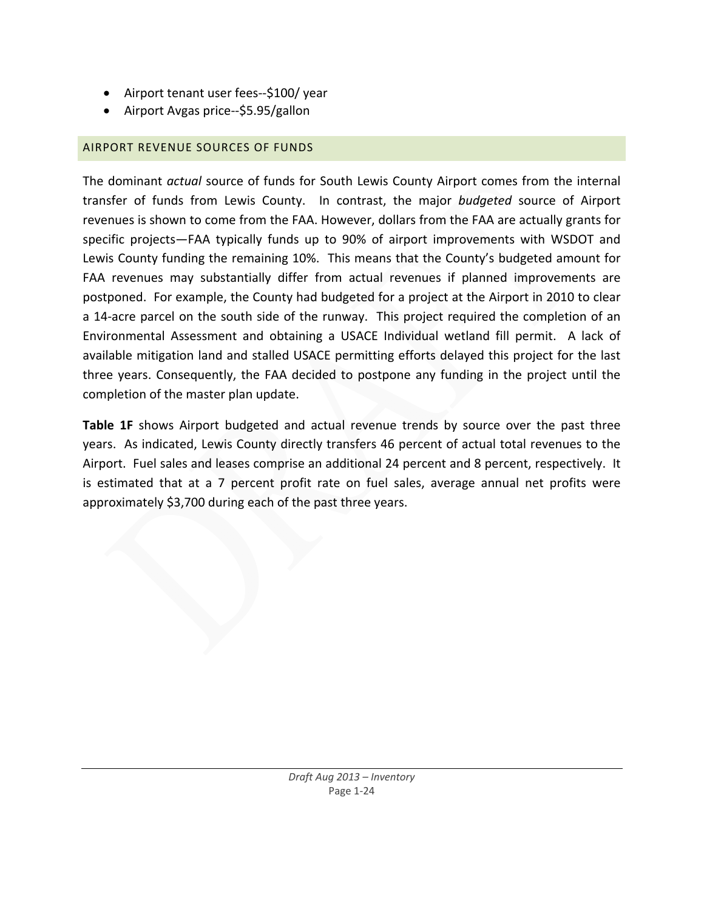- Airport tenant user fees--$100/ year
- Airport Avgas price--$5.95/gallon

## AIRPORT REVENUE SOURCES OF FUNDS

The dominant *actual* source of funds for South Lewis County Airport comes from the internal transfer of funds from Lewis County. In contrast, the major *budgeted* source of Airport revenues is shown to come from the FAA. However, dollars from the FAA are actually grants for specific projects—FAA typically funds up to 90% of airport improvements with WSDOT and Lewis County funding the remaining 10%. This means that the County's budgeted amount for FAA revenues may substantially differ from actual revenues if planned improvements are postponed. For example, the County had budgeted for a project at the Airport in 2010 to clear a 14-acre parcel on the south side of the runway. This project required the completion of an Environmental Assessment and obtaining a USACE Individual wetland fill permit. A lack of available mitigation land and stalled USACE permitting efforts delayed this project for the last three years. Consequently, the FAA decided to postpone any funding in the project until the completion of the master plan update.

**Table 1F** shows Airport budgeted and actual revenue trends by source over the past three years. As indicated, Lewis County directly transfers 46 percent of actual total revenues to the Airport. Fuel sales and leases comprise an additional 24 percent and 8 percent, respectively. It is estimated that at a 7 percent profit rate on fuel sales, average annual net profits were approximately $3,700 during each of the past three years.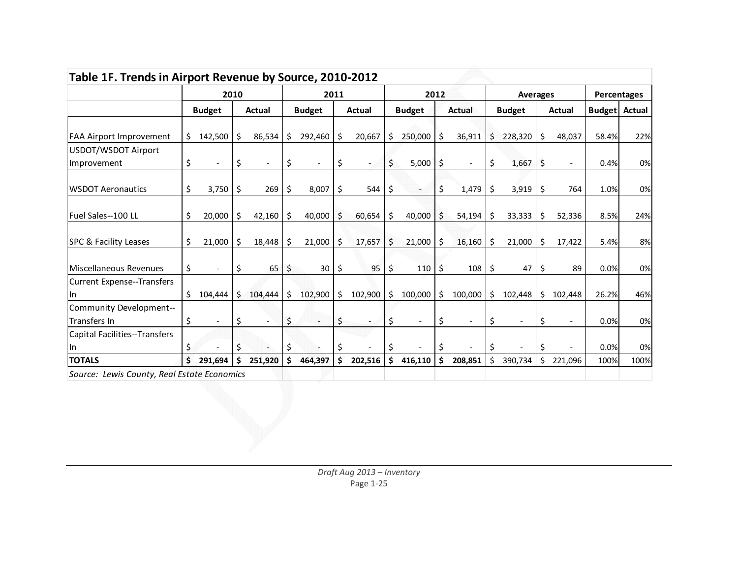## Table 1F. Trends in Airport Revenue by Source, 2010-2012

| | 2010 | | 2011 | | 2012 | | Averages | | Percentages | |
|---|---|---|---|---|---|---|---|---|---|---|
| | Budget | Actual | Budget | Actual | Budget | Actual | Budget | Actual | Budget | Actual |
| FAA Airport Improvement | $ 142,500 | $ 86,534 | $ 292,460 | $ 20,667 | $ 250,000 | $ 36,911 | $ 228,320 | $ 48,037 | 58.4% | 22% |
| USDOT/WSDOT Airport Improvement | $ - | $ - | $ - | $ - | $ 5,000 | $ - | $ 1,667 | $ - | 0.4% | 0% |
| WSDOT Aeronautics | $ 3,750 | $ 269 | $ 8,007 | $ 544 | $ - | $ 1,479 | $ 3,919 | $ 764 | 1.0% | 0% |
| Fuel Sales--100 LL | $ 20,000 | $ 42,160 | $ 40,000 | $ 60,654 | $ 40,000 | $ 54,194 | $ 33,333 | $ 52,336 | 8.5% | 24% |
| SPC & Facility Leases | $ 21,000 | $ 18,448 | $ 21,000 | $ 17,657 | $ 21,000 | $ 16,160 | $ 21,000 | $ 17,422 | 5.4% | 8% |
| Miscellaneous Revenues | $ - | $ 65 | $ 30 | $ 95 | $ 110 | $ 108 | $ 47 | $ 89 | 0.0% | 0% |
| Current Expense--Transfers In | $ 104,444 | $ 104,444 | $ 102,900 | $ 102,900 | $ 100,000 | $ 100,000 | $ 102,448 | $ 102,448 | 26.2% | 46% |
| Community Development--Transfers In | $ - | $ - | $ - | $ - | $ - | $ - | $ - | $ - | 0.0% | 0% |
| Capital Facilities--Transfers In | $ - | $ - | $ - | $ - | $ - | $ - | $ - | $ - | 0.0% | 0% |
| **TOTALS** | **$ 291,694** | **$ 251,920** | **$ 464,397** | **$ 202,516** | **$ 416,110** | **$ 208,851** | $ 390,734 | $ 221,096 | 100% | 100% |

*Source: Lewis County, Real Estate Economics*